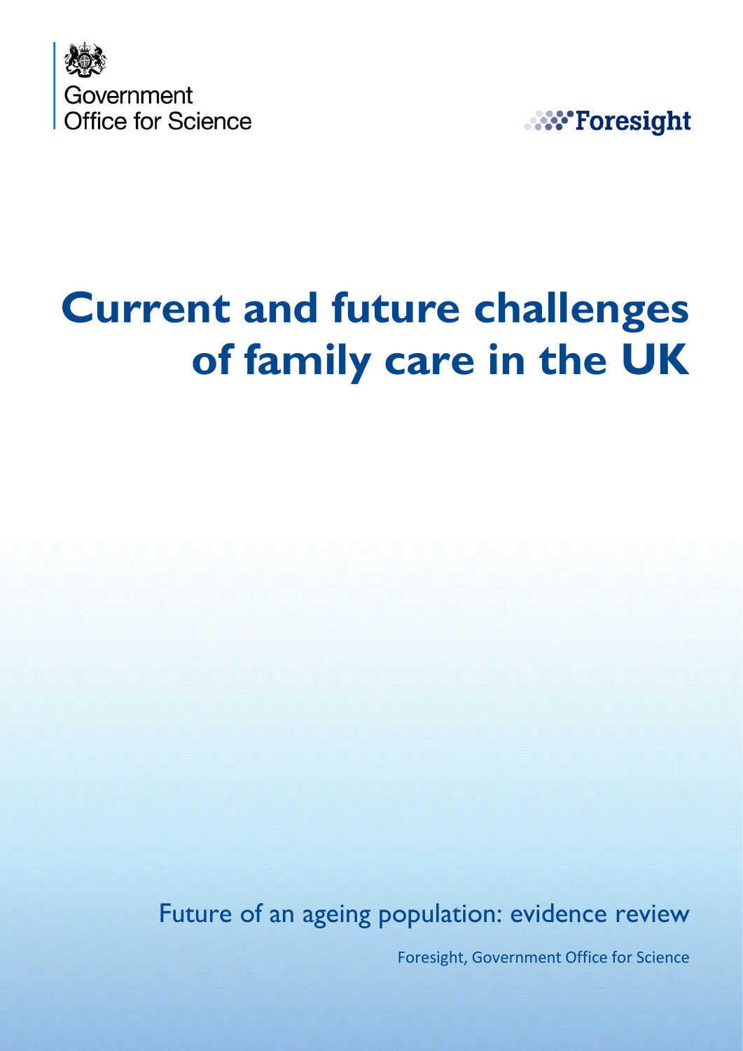Government Office for Science

Foresight

# Current and future challenges of family care in the UK

## Future of an ageing population: evidence review

Foresight, Government Office for Science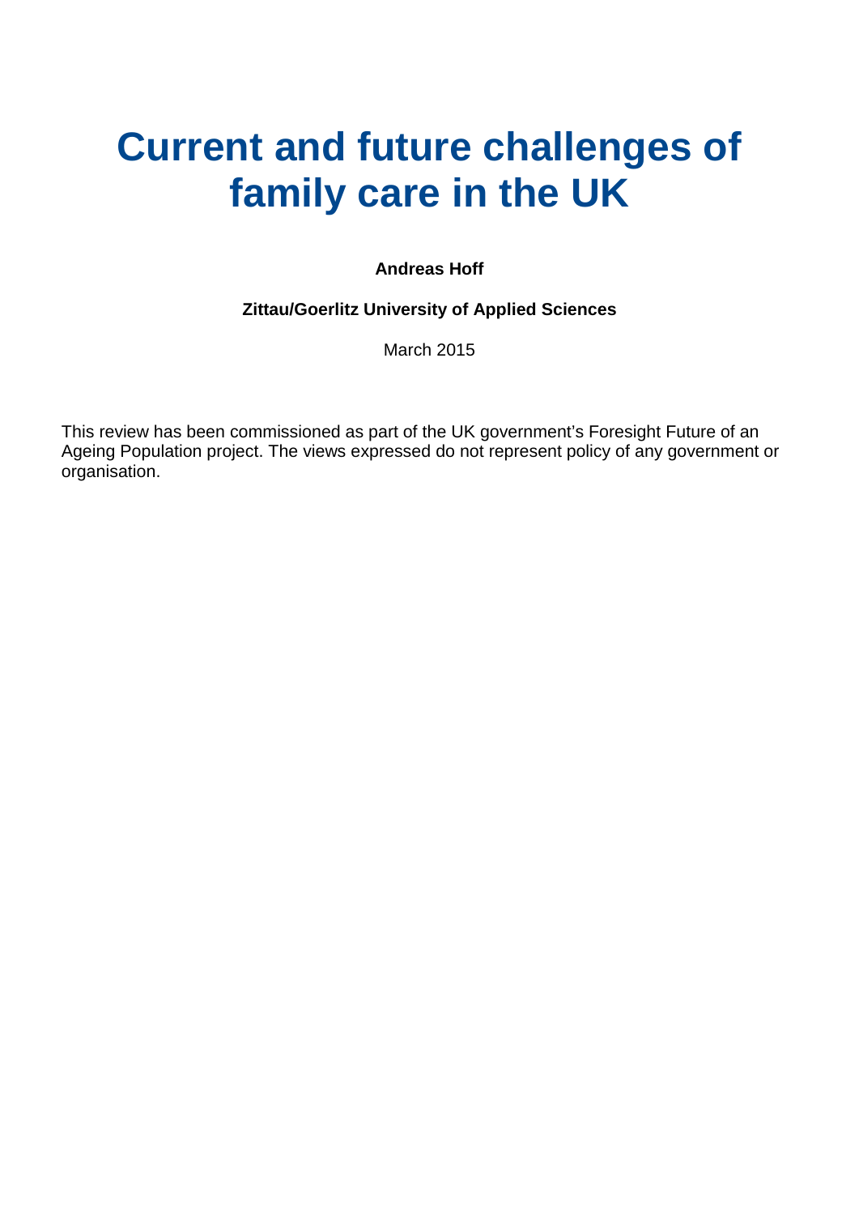# Current and future challenges of family care in the UK

**Andreas Hoff**

**Zittau/Goerlitz University of Applied Sciences**

March 2015

This review has been commissioned as part of the UK government's Foresight Future of an Ageing Population project. The views expressed do not represent policy of any government or organisation.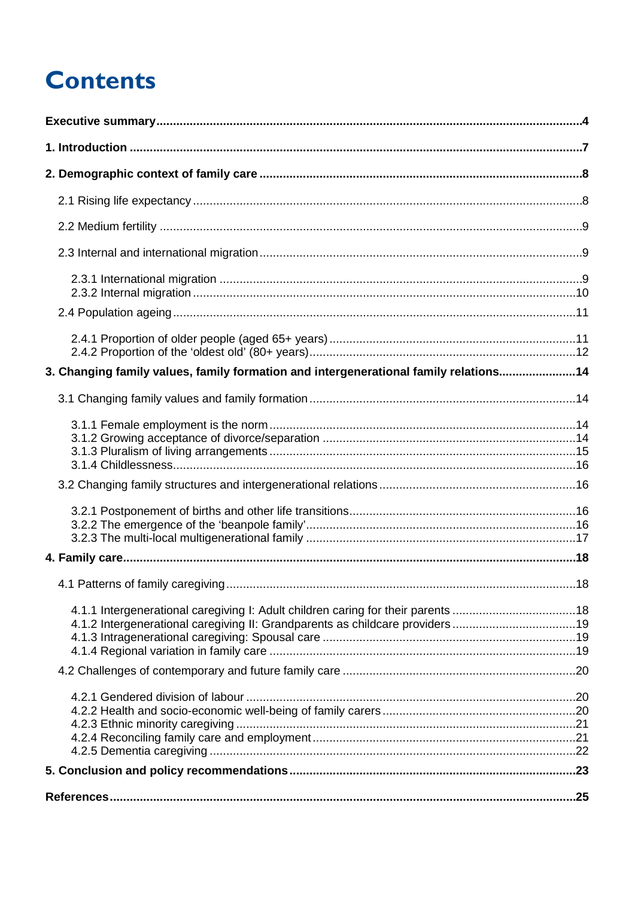# Contents

**Executive summary** ... **4**

**1. Introduction** ... **7**

**2. Demographic context of family care** ... **8**

- 2.1 Rising life expectancy ... 8
- 2.2 Medium fertility ... 9
- 2.3 Internal and international migration ... 9
  - 2.3.1 International migration ... 9
  - 2.3.2 Internal migration ... 10
- 2.4 Population ageing ... 11
  - 2.4.1 Proportion of older people (aged 65+ years) ... 11
  - 2.4.2 Proportion of the 'oldest old' (80+ years) ... 12

**3. Changing family values, family formation and intergenerational family relations** ... **14**

- 3.1 Changing family values and family formation ... 14
  - 3.1.1 Female employment is the norm ... 14
  - 3.1.2 Growing acceptance of divorce/separation ... 14
  - 3.1.3 Pluralism of living arrangements ... 15
  - 3.1.4 Childlessness ... 16
- 3.2 Changing family structures and intergenerational relations ... 16
  - 3.2.1 Postponement of births and other life transitions ... 16
  - 3.2.2 The emergence of the 'beanpole family' ... 16
  - 3.2.3 The multi-local multigenerational family ... 17

**4. Family care** ... **18**

- 4.1 Patterns of family caregiving ... 18
  - 4.1.1 Intergenerational caregiving I: Adult children caring for their parents ... 18
  - 4.1.2 Intergenerational caregiving II: Grandparents as childcare providers ... 19
  - 4.1.3 Intragenerational caregiving: Spousal care ... 19
  - 4.1.4 Regional variation in family care ... 19
- 4.2 Challenges of contemporary and future family care ... 20
  - 4.2.1 Gendered division of labour ... 20
  - 4.2.2 Health and socio-economic well-being of family carers ... 20
  - 4.2.3 Ethnic minority caregiving ... 21
  - 4.2.4 Reconciling family care and employment ... 21
  - 4.2.5 Dementia caregiving ... 22

**5. Conclusion and policy recommendations** ... **23**

**References** ... **25**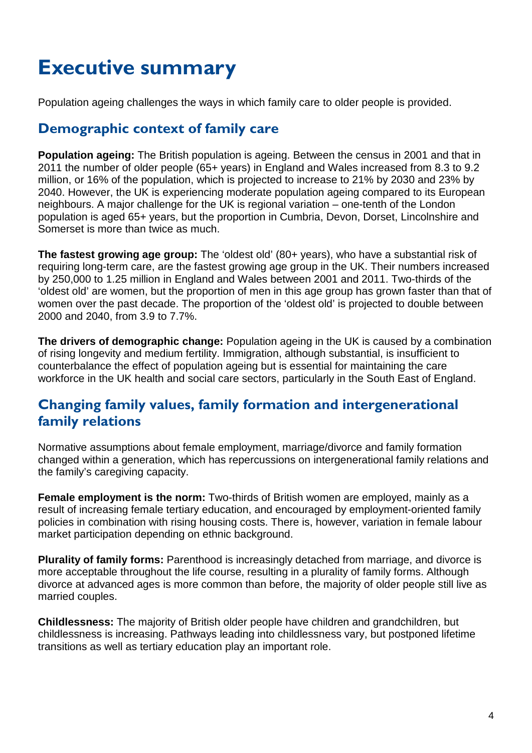# Executive summary

Population ageing challenges the ways in which family care to older people is provided.

## Demographic context of family care

**Population ageing:** The British population is ageing. Between the census in 2001 and that in 2011 the number of older people (65+ years) in England and Wales increased from 8.3 to 9.2 million, or 16% of the population, which is projected to increase to 21% by 2030 and 23% by 2040. However, the UK is experiencing moderate population ageing compared to its European neighbours. A major challenge for the UK is regional variation – one-tenth of the London population is aged 65+ years, but the proportion in Cumbria, Devon, Dorset, Lincolnshire and Somerset is more than twice as much.

**The fastest growing age group:** The 'oldest old' (80+ years), who have a substantial risk of requiring long-term care, are the fastest growing age group in the UK. Their numbers increased by 250,000 to 1.25 million in England and Wales between 2001 and 2011. Two-thirds of the 'oldest old' are women, but the proportion of men in this age group has grown faster than that of women over the past decade. The proportion of the 'oldest old' is projected to double between 2000 and 2040, from 3.9 to 7.7%.

**The drivers of demographic change:** Population ageing in the UK is caused by a combination of rising longevity and medium fertility. Immigration, although substantial, is insufficient to counterbalance the effect of population ageing but is essential for maintaining the care workforce in the UK health and social care sectors, particularly in the South East of England.

## Changing family values, family formation and intergenerational family relations

Normative assumptions about female employment, marriage/divorce and family formation changed within a generation, which has repercussions on intergenerational family relations and the family's caregiving capacity.

**Female employment is the norm:** Two-thirds of British women are employed, mainly as a result of increasing female tertiary education, and encouraged by employment-oriented family policies in combination with rising housing costs. There is, however, variation in female labour market participation depending on ethnic background.

**Plurality of family forms:** Parenthood is increasingly detached from marriage, and divorce is more acceptable throughout the life course, resulting in a plurality of family forms. Although divorce at advanced ages is more common than before, the majority of older people still live as married couples.

**Childlessness:** The majority of British older people have children and grandchildren, but childlessness is increasing. Pathways leading into childlessness vary, but postponed lifetime transitions as well as tertiary education play an important role.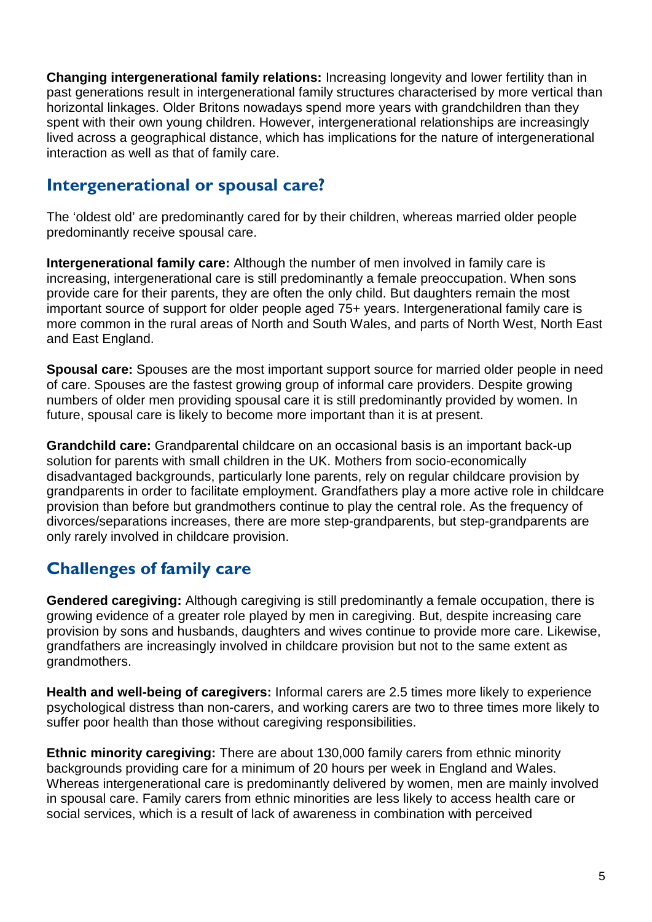**Changing intergenerational family relations:** Increasing longevity and lower fertility than in past generations result in intergenerational family structures characterised by more vertical than horizontal linkages. Older Britons nowadays spend more years with grandchildren than they spent with their own young children. However, intergenerational relationships are increasingly lived across a geographical distance, which has implications for the nature of intergenerational interaction as well as that of family care.

## Intergenerational or spousal care?

The 'oldest old' are predominantly cared for by their children, whereas married older people predominantly receive spousal care.

**Intergenerational family care:** Although the number of men involved in family care is increasing, intergenerational care is still predominantly a female preoccupation. When sons provide care for their parents, they are often the only child. But daughters remain the most important source of support for older people aged 75+ years. Intergenerational family care is more common in the rural areas of North and South Wales, and parts of North West, North East and East England.

**Spousal care:** Spouses are the most important support source for married older people in need of care. Spouses are the fastest growing group of informal care providers. Despite growing numbers of older men providing spousal care it is still predominantly provided by women. In future, spousal care is likely to become more important than it is at present.

**Grandchild care:** Grandparental childcare on an occasional basis is an important back-up solution for parents with small children in the UK. Mothers from socio-economically disadvantaged backgrounds, particularly lone parents, rely on regular childcare provision by grandparents in order to facilitate employment. Grandfathers play a more active role in childcare provision than before but grandmothers continue to play the central role. As the frequency of divorces/separations increases, there are more step-grandparents, but step-grandparents are only rarely involved in childcare provision.

## Challenges of family care

**Gendered caregiving:** Although caregiving is still predominantly a female occupation, there is growing evidence of a greater role played by men in caregiving. But, despite increasing care provision by sons and husbands, daughters and wives continue to provide more care. Likewise, grandfathers are increasingly involved in childcare provision but not to the same extent as grandmothers.

**Health and well-being of caregivers:** Informal carers are 2.5 times more likely to experience psychological distress than non-carers, and working carers are two to three times more likely to suffer poor health than those without caregiving responsibilities.

**Ethnic minority caregiving:** There are about 130,000 family carers from ethnic minority backgrounds providing care for a minimum of 20 hours per week in England and Wales. Whereas intergenerational care is predominantly delivered by women, men are mainly involved in spousal care. Family carers from ethnic minorities are less likely to access health care or social services, which is a result of lack of awareness in combination with perceived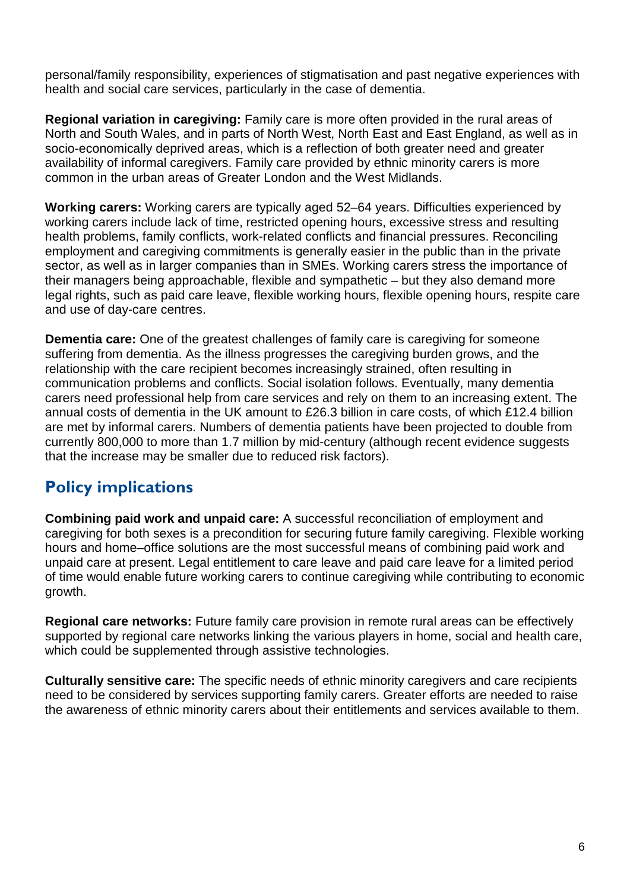personal/family responsibility, experiences of stigmatisation and past negative experiences with health and social care services, particularly in the case of dementia.

**Regional variation in caregiving:** Family care is more often provided in the rural areas of North and South Wales, and in parts of North West, North East and East England, as well as in socio-economically deprived areas, which is a reflection of both greater need and greater availability of informal caregivers. Family care provided by ethnic minority carers is more common in the urban areas of Greater London and the West Midlands.

**Working carers:** Working carers are typically aged 52–64 years. Difficulties experienced by working carers include lack of time, restricted opening hours, excessive stress and resulting health problems, family conflicts, work-related conflicts and financial pressures. Reconciling employment and caregiving commitments is generally easier in the public than in the private sector, as well as in larger companies than in SMEs. Working carers stress the importance of their managers being approachable, flexible and sympathetic – but they also demand more legal rights, such as paid care leave, flexible working hours, flexible opening hours, respite care and use of day-care centres.

**Dementia care:** One of the greatest challenges of family care is caregiving for someone suffering from dementia. As the illness progresses the caregiving burden grows, and the relationship with the care recipient becomes increasingly strained, often resulting in communication problems and conflicts. Social isolation follows. Eventually, many dementia carers need professional help from care services and rely on them to an increasing extent. The annual costs of dementia in the UK amount to £26.3 billion in care costs, of which £12.4 billion are met by informal carers. Numbers of dementia patients have been projected to double from currently 800,000 to more than 1.7 million by mid-century (although recent evidence suggests that the increase may be smaller due to reduced risk factors).

## Policy implications

**Combining paid work and unpaid care:** A successful reconciliation of employment and caregiving for both sexes is a precondition for securing future family caregiving. Flexible working hours and home–office solutions are the most successful means of combining paid work and unpaid care at present. Legal entitlement to care leave and paid care leave for a limited period of time would enable future working carers to continue caregiving while contributing to economic growth.

**Regional care networks:** Future family care provision in remote rural areas can be effectively supported by regional care networks linking the various players in home, social and health care, which could be supplemented through assistive technologies.

**Culturally sensitive care:** The specific needs of ethnic minority caregivers and care recipients need to be considered by services supporting family carers. Greater efforts are needed to raise the awareness of ethnic minority carers about their entitlements and services available to them.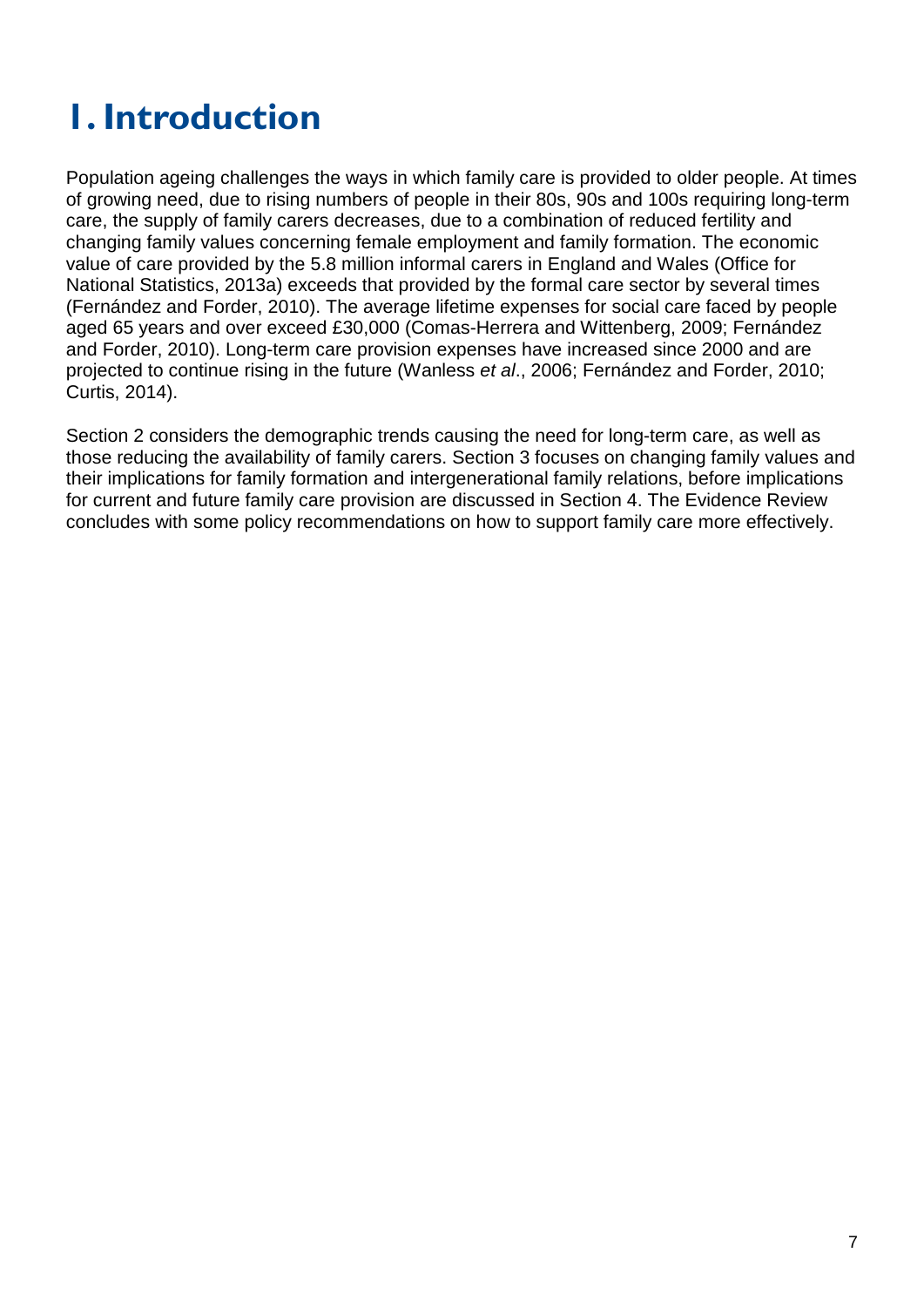# 1. Introduction

Population ageing challenges the ways in which family care is provided to older people. At times of growing need, due to rising numbers of people in their 80s, 90s and 100s requiring long-term care, the supply of family carers decreases, due to a combination of reduced fertility and changing family values concerning female employment and family formation. The economic value of care provided by the 5.8 million informal carers in England and Wales (Office for National Statistics, 2013a) exceeds that provided by the formal care sector by several times (Fernández and Forder, 2010). The average lifetime expenses for social care faced by people aged 65 years and over exceed £30,000 (Comas-Herrera and Wittenberg, 2009; Fernández and Forder, 2010). Long-term care provision expenses have increased since 2000 and are projected to continue rising in the future (Wanless *et al*., 2006; Fernández and Forder, 2010; Curtis, 2014).

Section 2 considers the demographic trends causing the need for long-term care, as well as those reducing the availability of family carers. Section 3 focuses on changing family values and their implications for family formation and intergenerational family relations, before implications for current and future family care provision are discussed in Section 4. The Evidence Review concludes with some policy recommendations on how to support family care more effectively.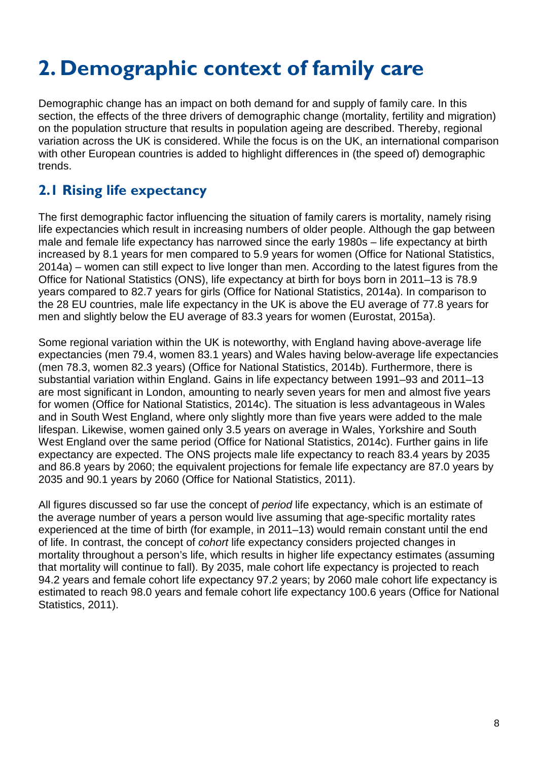# 2. Demographic context of family care

Demographic change has an impact on both demand for and supply of family care. In this section, the effects of the three drivers of demographic change (mortality, fertility and migration) on the population structure that results in population ageing are described. Thereby, regional variation across the UK is considered. While the focus is on the UK, an international comparison with other European countries is added to highlight differences in (the speed of) demographic trends.

## 2.1 Rising life expectancy

The first demographic factor influencing the situation of family carers is mortality, namely rising life expectancies which result in increasing numbers of older people. Although the gap between male and female life expectancy has narrowed since the early 1980s – life expectancy at birth increased by 8.1 years for men compared to 5.9 years for women (Office for National Statistics, 2014a) – women can still expect to live longer than men. According to the latest figures from the Office for National Statistics (ONS), life expectancy at birth for boys born in 2011–13 is 78.9 years compared to 82.7 years for girls (Office for National Statistics, 2014a). In comparison to the 28 EU countries, male life expectancy in the UK is above the EU average of 77.8 years for men and slightly below the EU average of 83.3 years for women (Eurostat, 2015a).

Some regional variation within the UK is noteworthy, with England having above-average life expectancies (men 79.4, women 83.1 years) and Wales having below-average life expectancies (men 78.3, women 82.3 years) (Office for National Statistics, 2014b). Furthermore, there is substantial variation within England. Gains in life expectancy between 1991–93 and 2011–13 are most significant in London, amounting to nearly seven years for men and almost five years for women (Office for National Statistics, 2014c). The situation is less advantageous in Wales and in South West England, where only slightly more than five years were added to the male lifespan. Likewise, women gained only 3.5 years on average in Wales, Yorkshire and South West England over the same period (Office for National Statistics, 2014c). Further gains in life expectancy are expected. The ONS projects male life expectancy to reach 83.4 years by 2035 and 86.8 years by 2060; the equivalent projections for female life expectancy are 87.0 years by 2035 and 90.1 years by 2060 (Office for National Statistics, 2011).

All figures discussed so far use the concept of *period* life expectancy, which is an estimate of the average number of years a person would live assuming that age-specific mortality rates experienced at the time of birth (for example, in 2011–13) would remain constant until the end of life. In contrast, the concept of *cohort* life expectancy considers projected changes in mortality throughout a person's life, which results in higher life expectancy estimates (assuming that mortality will continue to fall). By 2035, male cohort life expectancy is projected to reach 94.2 years and female cohort life expectancy 97.2 years; by 2060 male cohort life expectancy is estimated to reach 98.0 years and female cohort life expectancy 100.6 years (Office for National Statistics, 2011).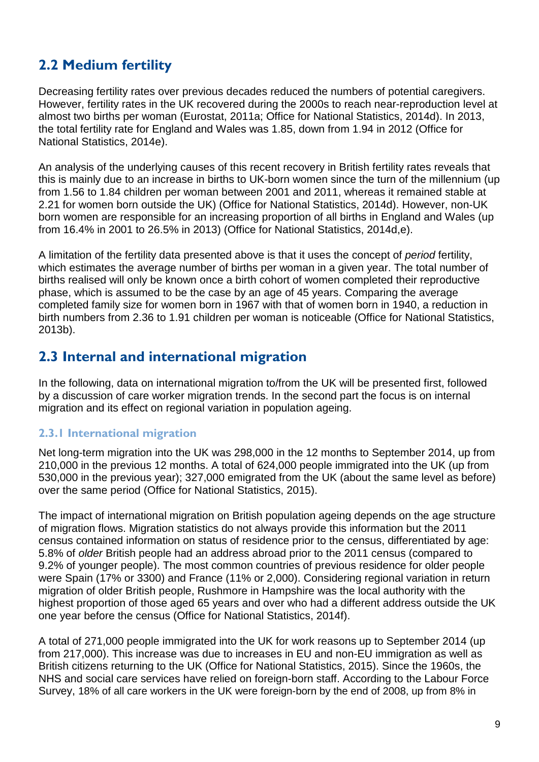## 2.2 Medium fertility

Decreasing fertility rates over previous decades reduced the numbers of potential caregivers. However, fertility rates in the UK recovered during the 2000s to reach near-reproduction level at almost two births per woman (Eurostat, 2011a; Office for National Statistics, 2014d). In 2013, the total fertility rate for England and Wales was 1.85, down from 1.94 in 2012 (Office for National Statistics, 2014e).

An analysis of the underlying causes of this recent recovery in British fertility rates reveals that this is mainly due to an increase in births to UK-born women since the turn of the millennium (up from 1.56 to 1.84 children per woman between 2001 and 2011, whereas it remained stable at 2.21 for women born outside the UK) (Office for National Statistics, 2014d). However, non-UK born women are responsible for an increasing proportion of all births in England and Wales (up from 16.4% in 2001 to 26.5% in 2013) (Office for National Statistics, 2014d,e).

A limitation of the fertility data presented above is that it uses the concept of *period* fertility, which estimates the average number of births per woman in a given year. The total number of births realised will only be known once a birth cohort of women completed their reproductive phase, which is assumed to be the case by an age of 45 years. Comparing the average completed family size for women born in 1967 with that of women born in 1940, a reduction in birth numbers from 2.36 to 1.91 children per woman is noticeable (Office for National Statistics, 2013b).

## 2.3 Internal and international migration

In the following, data on international migration to/from the UK will be presented first, followed by a discussion of care worker migration trends. In the second part the focus is on internal migration and its effect on regional variation in population ageing.

### 2.3.1 International migration

Net long-term migration into the UK was 298,000 in the 12 months to September 2014, up from 210,000 in the previous 12 months. A total of 624,000 people immigrated into the UK (up from 530,000 in the previous year); 327,000 emigrated from the UK (about the same level as before) over the same period (Office for National Statistics, 2015).

The impact of international migration on British population ageing depends on the age structure of migration flows. Migration statistics do not always provide this information but the 2011 census contained information on status of residence prior to the census, differentiated by age: 5.8% of *older* British people had an address abroad prior to the 2011 census (compared to 9.2% of younger people). The most common countries of previous residence for older people were Spain (17% or 3300) and France (11% or 2,000). Considering regional variation in return migration of older British people, Rushmore in Hampshire was the local authority with the highest proportion of those aged 65 years and over who had a different address outside the UK one year before the census (Office for National Statistics, 2014f).

A total of 271,000 people immigrated into the UK for work reasons up to September 2014 (up from 217,000). This increase was due to increases in EU and non-EU immigration as well as British citizens returning to the UK (Office for National Statistics, 2015). Since the 1960s, the NHS and social care services have relied on foreign-born staff. According to the Labour Force Survey, 18% of all care workers in the UK were foreign-born by the end of 2008, up from 8% in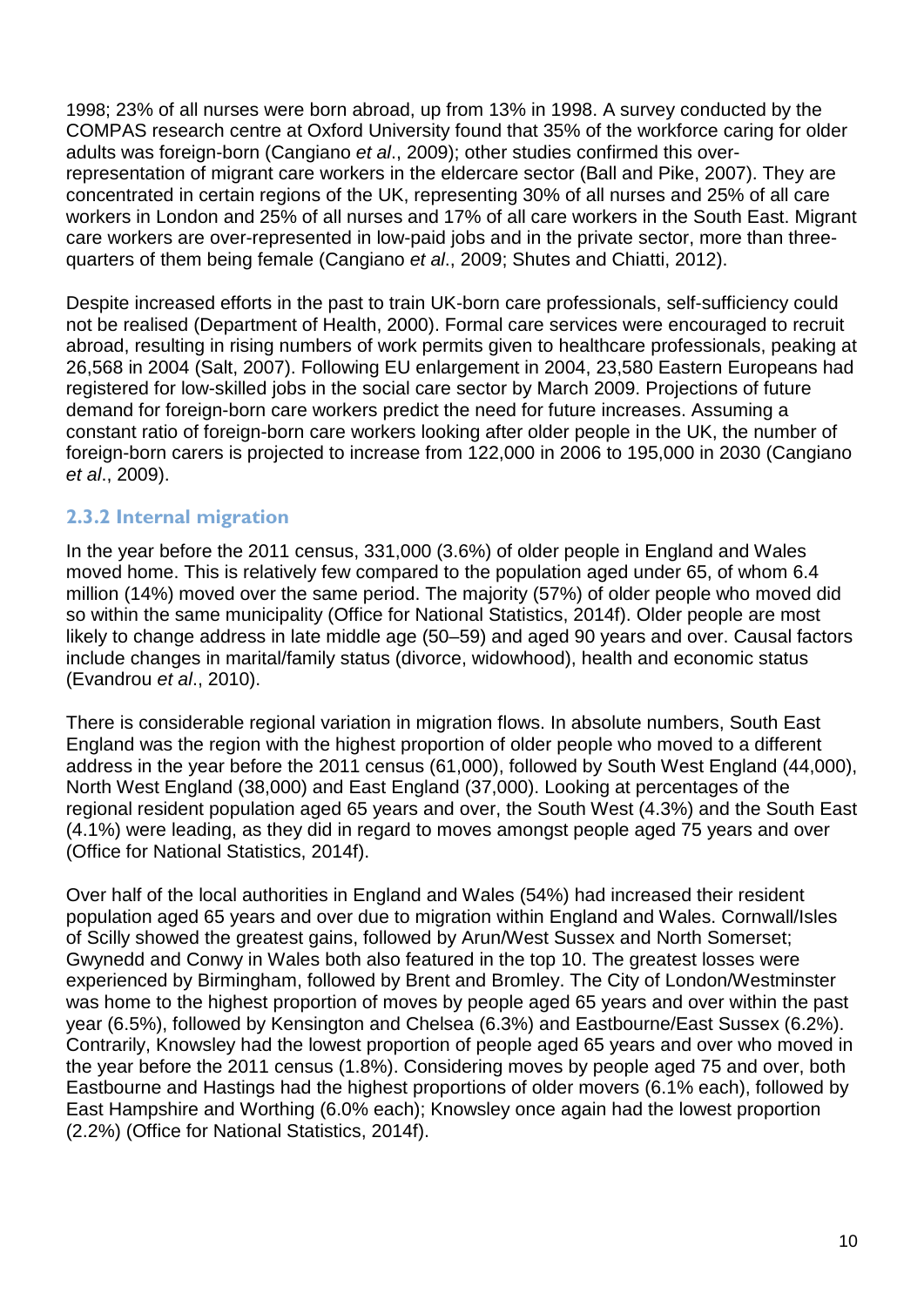1998; 23% of all nurses were born abroad, up from 13% in 1998. A survey conducted by the COMPAS research centre at Oxford University found that 35% of the workforce caring for older adults was foreign-born (Cangiano *et al*., 2009); other studies confirmed this over-representation of migrant care workers in the eldercare sector (Ball and Pike, 2007). They are concentrated in certain regions of the UK, representing 30% of all nurses and 25% of all care workers in London and 25% of all nurses and 17% of all care workers in the South East. Migrant care workers are over-represented in low-paid jobs and in the private sector, more than three-quarters of them being female (Cangiano *et al*., 2009; Shutes and Chiatti, 2012).

Despite increased efforts in the past to train UK-born care professionals, self-sufficiency could not be realised (Department of Health, 2000). Formal care services were encouraged to recruit abroad, resulting in rising numbers of work permits given to healthcare professionals, peaking at 26,568 in 2004 (Salt, 2007). Following EU enlargement in 2004, 23,580 Eastern Europeans had registered for low-skilled jobs in the social care sector by March 2009. Projections of future demand for foreign-born care workers predict the need for future increases. Assuming a constant ratio of foreign-born care workers looking after older people in the UK, the number of foreign-born carers is projected to increase from 122,000 in 2006 to 195,000 in 2030 (Cangiano *et al*., 2009).

### 2.3.2 Internal migration

In the year before the 2011 census, 331,000 (3.6%) of older people in England and Wales moved home. This is relatively few compared to the population aged under 65, of whom 6.4 million (14%) moved over the same period. The majority (57%) of older people who moved did so within the same municipality (Office for National Statistics, 2014f). Older people are most likely to change address in late middle age (50–59) and aged 90 years and over. Causal factors include changes in marital/family status (divorce, widowhood), health and economic status (Evandrou *et al*., 2010).

There is considerable regional variation in migration flows. In absolute numbers, South East England was the region with the highest proportion of older people who moved to a different address in the year before the 2011 census (61,000), followed by South West England (44,000), North West England (38,000) and East England (37,000). Looking at percentages of the regional resident population aged 65 years and over, the South West (4.3%) and the South East (4.1%) were leading, as they did in regard to moves amongst people aged 75 years and over (Office for National Statistics, 2014f).

Over half of the local authorities in England and Wales (54%) had increased their resident population aged 65 years and over due to migration within England and Wales. Cornwall/Isles of Scilly showed the greatest gains, followed by Arun/West Sussex and North Somerset; Gwynedd and Conwy in Wales both also featured in the top 10. The greatest losses were experienced by Birmingham, followed by Brent and Bromley. The City of London/Westminster was home to the highest proportion of moves by people aged 65 years and over within the past year (6.5%), followed by Kensington and Chelsea (6.3%) and Eastbourne/East Sussex (6.2%). Contrarily, Knowsley had the lowest proportion of people aged 65 years and over who moved in the year before the 2011 census (1.8%). Considering moves by people aged 75 and over, both Eastbourne and Hastings had the highest proportions of older movers (6.1% each), followed by East Hampshire and Worthing (6.0% each); Knowsley once again had the lowest proportion (2.2%) (Office for National Statistics, 2014f).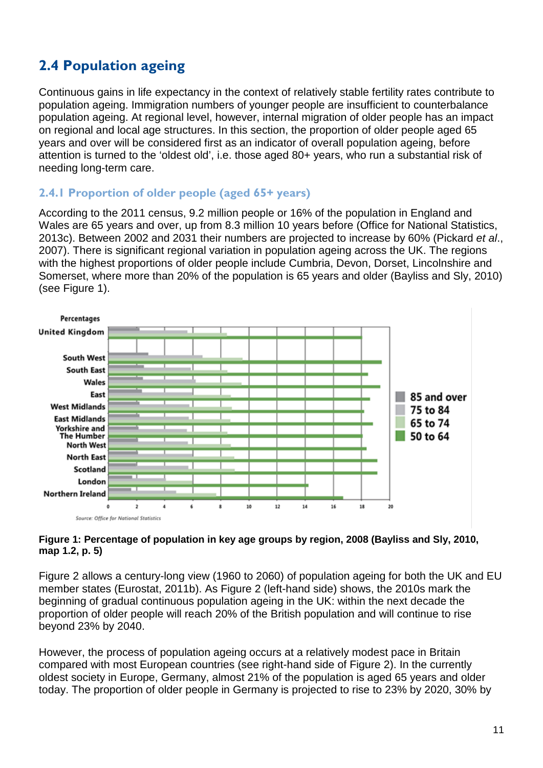## 2.4 Population ageing

Continuous gains in life expectancy in the context of relatively stable fertility rates contribute to population ageing. Immigration numbers of younger people are insufficient to counterbalance population ageing. At regional level, however, internal migration of older people has an impact on regional and local age structures. In this section, the proportion of older people aged 65 years and over will be considered first as an indicator of overall population ageing, before attention is turned to the 'oldest old', i.e. those aged 80+ years, who run a substantial risk of needing long-term care.

### 2.4.1 Proportion of older people (aged 65+ years)

According to the 2011 census, 9.2 million people or 16% of the population in England and Wales are 65 years and over, up from 8.3 million 10 years before (Office for National Statistics, 2013c). Between 2002 and 2031 their numbers are projected to increase by 60% (Pickard *et al*., 2007). There is significant regional variation in population ageing across the UK. The regions with the highest proportions of older people include Cumbria, Devon, Dorset, Lincolnshire and Somerset, where more than 20% of the population is 65 years and older (Bayliss and Sly, 2010) (see Figure 1).

**Figure 1: Percentage of population in key age groups by region, 2008 (Bayliss and Sly, 2010, map 1.2, p. 5)**

Figure 2 allows a century-long view (1960 to 2060) of population ageing for both the UK and EU member states (Eurostat, 2011b). As Figure 2 (left-hand side) shows, the 2010s mark the beginning of gradual continuous population ageing in the UK: within the next decade the proportion of older people will reach 20% of the British population and will continue to rise beyond 23% by 2040.

However, the process of population ageing occurs at a relatively modest pace in Britain compared with most European countries (see right-hand side of Figure 2). In the currently oldest society in Europe, Germany, almost 21% of the population is aged 65 years and older today. The proportion of older people in Germany is projected to rise to 23% by 2020, 30% by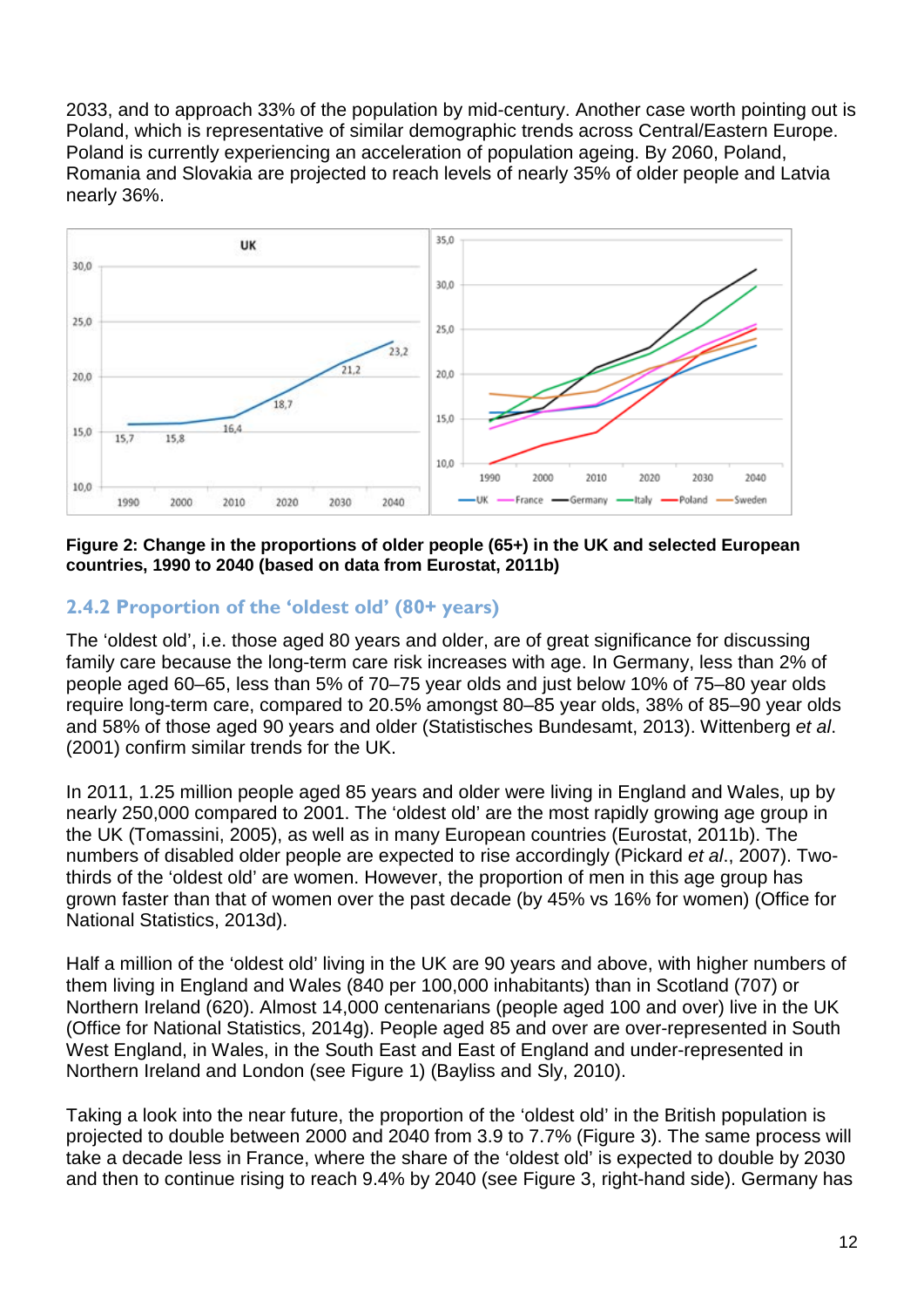2033, and to approach 33% of the population by mid-century. Another case worth pointing out is Poland, which is representative of similar demographic trends across Central/Eastern Europe. Poland is currently experiencing an acceleration of population ageing. By 2060, Poland, Romania and Slovakia are projected to reach levels of nearly 35% of older people and Latvia nearly 36%.

**Figure 2: Change in the proportions of older people (65+) in the UK and selected European countries, 1990 to 2040 (based on data from Eurostat, 2011b)**

### 2.4.2 Proportion of the 'oldest old' (80+ years)

The 'oldest old', i.e. those aged 80 years and older, are of great significance for discussing family care because the long-term care risk increases with age. In Germany, less than 2% of people aged 60–65, less than 5% of 70–75 year olds and just below 10% of 75–80 year olds require long-term care, compared to 20.5% amongst 80–85 year olds, 38% of 85–90 year olds and 58% of those aged 90 years and older (Statistisches Bundesamt, 2013). Wittenberg *et al*. (2001) confirm similar trends for the UK.

In 2011, 1.25 million people aged 85 years and older were living in England and Wales, up by nearly 250,000 compared to 2001. The 'oldest old' are the most rapidly growing age group in the UK (Tomassini, 2005), as well as in many European countries (Eurostat, 2011b). The numbers of disabled older people are expected to rise accordingly (Pickard *et al*., 2007). Two-thirds of the 'oldest old' are women. However, the proportion of men in this age group has grown faster than that of women over the past decade (by 45% vs 16% for women) (Office for National Statistics, 2013d).

Half a million of the 'oldest old' living in the UK are 90 years and above, with higher numbers of them living in England and Wales (840 per 100,000 inhabitants) than in Scotland (707) or Northern Ireland (620). Almost 14,000 centenarians (people aged 100 and over) live in the UK (Office for National Statistics, 2014g). People aged 85 and over are over-represented in South West England, in Wales, in the South East and East of England and under-represented in Northern Ireland and London (see Figure 1) (Bayliss and Sly, 2010).

Taking a look into the near future, the proportion of the 'oldest old' in the British population is projected to double between 2000 and 2040 from 3.9 to 7.7% (Figure 3). The same process will take a decade less in France, where the share of the 'oldest old' is expected to double by 2030 and then to continue rising to reach 9.4% by 2040 (see Figure 3, right-hand side). Germany has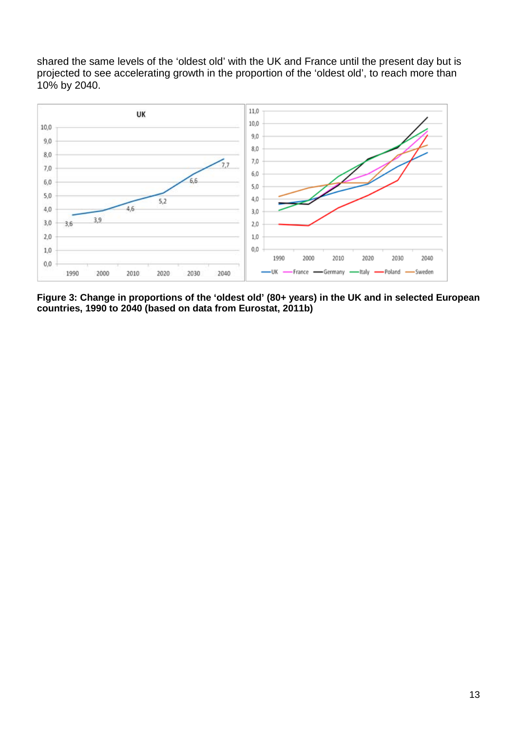shared the same levels of the 'oldest old' with the UK and France until the present day but is projected to see accelerating growth in the proportion of the 'oldest old', to reach more than 10% by 2040.

**Figure 3: Change in proportions of the 'oldest old' (80+ years) in the UK and in selected European countries, 1990 to 2040 (based on data from Eurostat, 2011b)**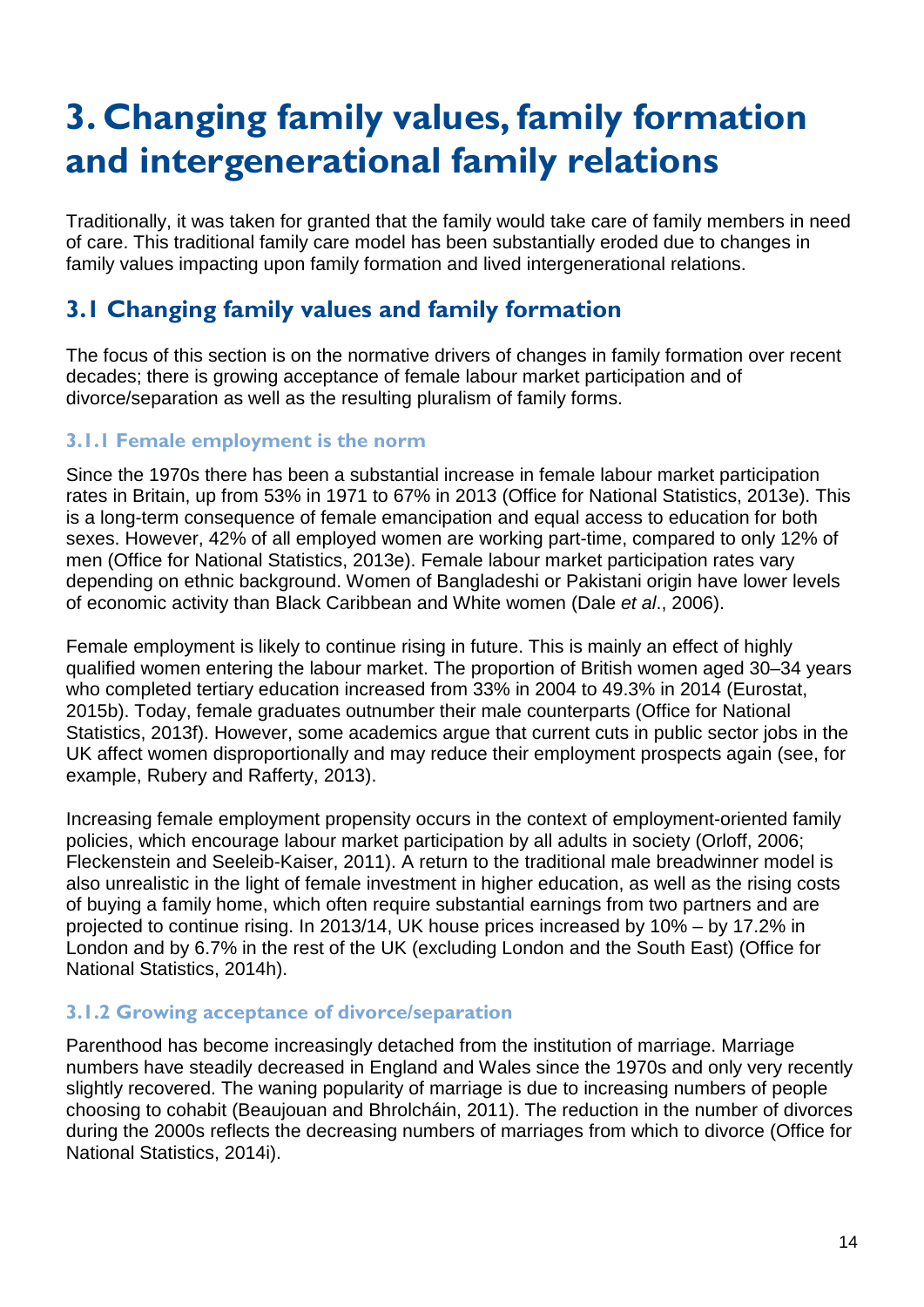# 3. Changing family values, family formation and intergenerational family relations

Traditionally, it was taken for granted that the family would take care of family members in need of care. This traditional family care model has been substantially eroded due to changes in family values impacting upon family formation and lived intergenerational relations.

## 3.1 Changing family values and family formation

The focus of this section is on the normative drivers of changes in family formation over recent decades; there is growing acceptance of female labour market participation and of divorce/separation as well as the resulting pluralism of family forms.

### 3.1.1 Female employment is the norm

Since the 1970s there has been a substantial increase in female labour market participation rates in Britain, up from 53% in 1971 to 67% in 2013 (Office for National Statistics, 2013e). This is a long-term consequence of female emancipation and equal access to education for both sexes. However, 42% of all employed women are working part-time, compared to only 12% of men (Office for National Statistics, 2013e). Female labour market participation rates vary depending on ethnic background. Women of Bangladeshi or Pakistani origin have lower levels of economic activity than Black Caribbean and White women (Dale *et al*., 2006).

Female employment is likely to continue rising in future. This is mainly an effect of highly qualified women entering the labour market. The proportion of British women aged 30–34 years who completed tertiary education increased from 33% in 2004 to 49.3% in 2014 (Eurostat, 2015b). Today, female graduates outnumber their male counterparts (Office for National Statistics, 2013f). However, some academics argue that current cuts in public sector jobs in the UK affect women disproportionally and may reduce their employment prospects again (see, for example, Rubery and Rafferty, 2013).

Increasing female employment propensity occurs in the context of employment-oriented family policies, which encourage labour market participation by all adults in society (Orloff, 2006; Fleckenstein and Seeleib-Kaiser, 2011). A return to the traditional male breadwinner model is also unrealistic in the light of female investment in higher education, as well as the rising costs of buying a family home, which often require substantial earnings from two partners and are projected to continue rising. In 2013/14, UK house prices increased by 10% – by 17.2% in London and by 6.7% in the rest of the UK (excluding London and the South East) (Office for National Statistics, 2014h).

### 3.1.2 Growing acceptance of divorce/separation

Parenthood has become increasingly detached from the institution of marriage. Marriage numbers have steadily decreased in England and Wales since the 1970s and only very recently slightly recovered. The waning popularity of marriage is due to increasing numbers of people choosing to cohabit (Beaujouan and Bhrolcháin, 2011). The reduction in the number of divorces during the 2000s reflects the decreasing numbers of marriages from which to divorce (Office for National Statistics, 2014i).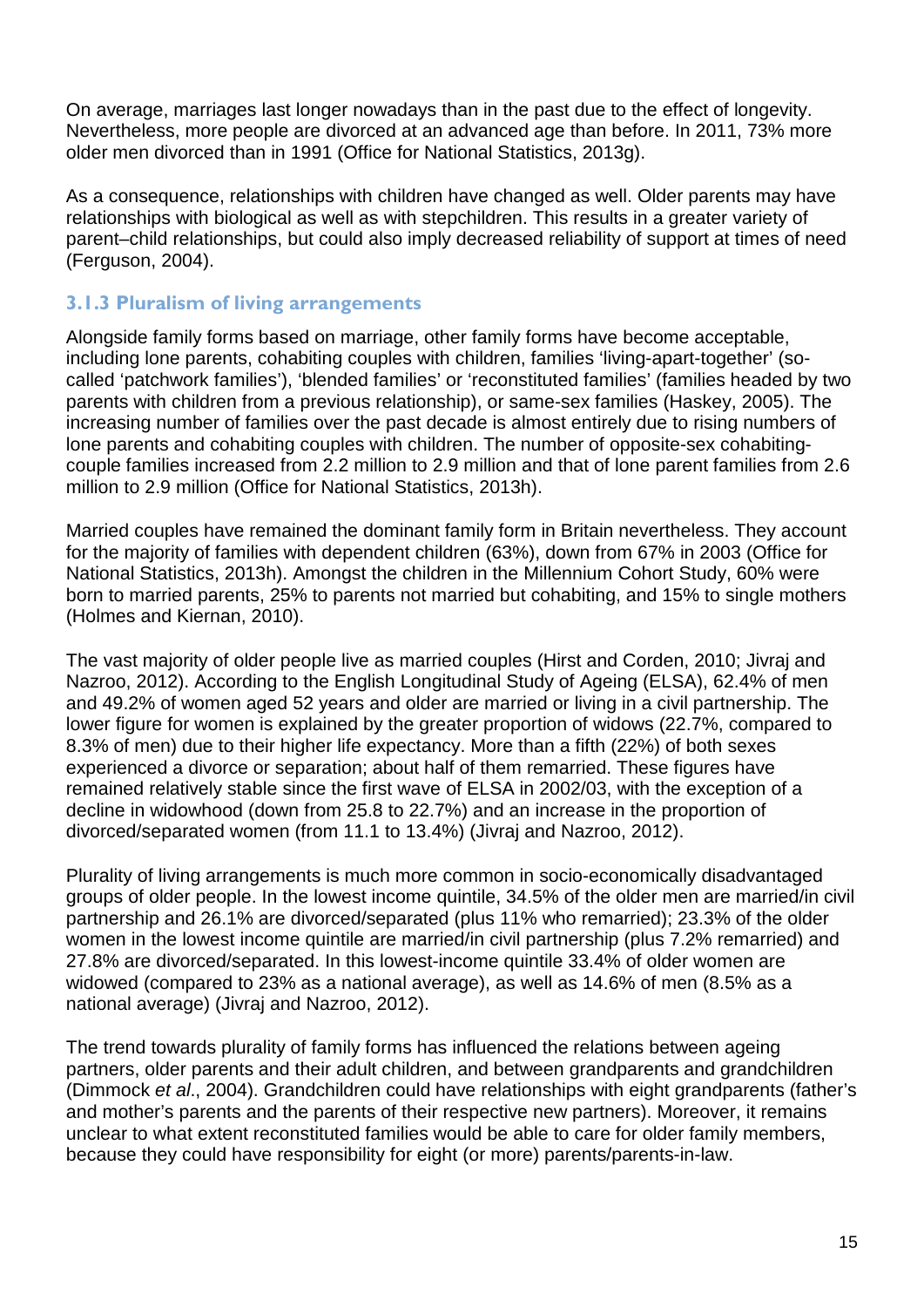On average, marriages last longer nowadays than in the past due to the effect of longevity. Nevertheless, more people are divorced at an advanced age than before. In 2011, 73% more older men divorced than in 1991 (Office for National Statistics, 2013g).

As a consequence, relationships with children have changed as well. Older parents may have relationships with biological as well as with stepchildren. This results in a greater variety of parent–child relationships, but could also imply decreased reliability of support at times of need (Ferguson, 2004).

### 3.1.3 Pluralism of living arrangements

Alongside family forms based on marriage, other family forms have become acceptable, including lone parents, cohabiting couples with children, families 'living-apart-together' (so-called 'patchwork families'), 'blended families' or 'reconstituted families' (families headed by two parents with children from a previous relationship), or same-sex families (Haskey, 2005). The increasing number of families over the past decade is almost entirely due to rising numbers of lone parents and cohabiting couples with children. The number of opposite-sex cohabiting-couple families increased from 2.2 million to 2.9 million and that of lone parent families from 2.6 million to 2.9 million (Office for National Statistics, 2013h).

Married couples have remained the dominant family form in Britain nevertheless. They account for the majority of families with dependent children (63%), down from 67% in 2003 (Office for National Statistics, 2013h). Amongst the children in the Millennium Cohort Study, 60% were born to married parents, 25% to parents not married but cohabiting, and 15% to single mothers (Holmes and Kiernan, 2010).

The vast majority of older people live as married couples (Hirst and Corden, 2010; Jivraj and Nazroo, 2012). According to the English Longitudinal Study of Ageing (ELSA), 62.4% of men and 49.2% of women aged 52 years and older are married or living in a civil partnership. The lower figure for women is explained by the greater proportion of widows (22.7%, compared to 8.3% of men) due to their higher life expectancy. More than a fifth (22%) of both sexes experienced a divorce or separation; about half of them remarried. These figures have remained relatively stable since the first wave of ELSA in 2002/03, with the exception of a decline in widowhood (down from 25.8 to 22.7%) and an increase in the proportion of divorced/separated women (from 11.1 to 13.4%) (Jivraj and Nazroo, 2012).

Plurality of living arrangements is much more common in socio-economically disadvantaged groups of older people. In the lowest income quintile, 34.5% of the older men are married/in civil partnership and 26.1% are divorced/separated (plus 11% who remarried); 23.3% of the older women in the lowest income quintile are married/in civil partnership (plus 7.2% remarried) and 27.8% are divorced/separated. In this lowest-income quintile 33.4% of older women are widowed (compared to 23% as a national average), as well as 14.6% of men (8.5% as a national average) (Jivraj and Nazroo, 2012).

The trend towards plurality of family forms has influenced the relations between ageing partners, older parents and their adult children, and between grandparents and grandchildren (Dimmock *et al*., 2004). Grandchildren could have relationships with eight grandparents (father's and mother's parents and the parents of their respective new partners). Moreover, it remains unclear to what extent reconstituted families would be able to care for older family members, because they could have responsibility for eight (or more) parents/parents-in-law.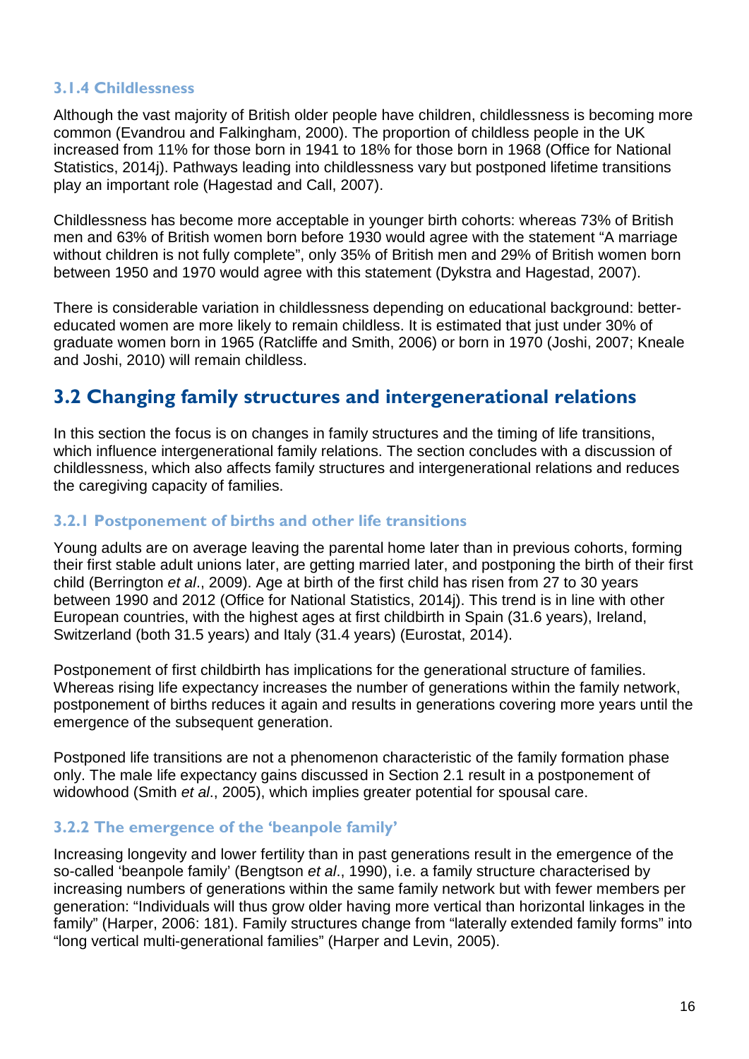### 3.1.4 Childlessness

Although the vast majority of British older people have children, childlessness is becoming more common (Evandrou and Falkingham, 2000). The proportion of childless people in the UK increased from 11% for those born in 1941 to 18% for those born in 1968 (Office for National Statistics, 2014j). Pathways leading into childlessness vary but postponed lifetime transitions play an important role (Hagestad and Call, 2007).

Childlessness has become more acceptable in younger birth cohorts: whereas 73% of British men and 63% of British women born before 1930 would agree with the statement "A marriage without children is not fully complete", only 35% of British men and 29% of British women born between 1950 and 1970 would agree with this statement (Dykstra and Hagestad, 2007).

There is considerable variation in childlessness depending on educational background: better-educated women are more likely to remain childless. It is estimated that just under 30% of graduate women born in 1965 (Ratcliffe and Smith, 2006) or born in 1970 (Joshi, 2007; Kneale and Joshi, 2010) will remain childless.

## 3.2 Changing family structures and intergenerational relations

In this section the focus is on changes in family structures and the timing of life transitions, which influence intergenerational family relations. The section concludes with a discussion of childlessness, which also affects family structures and intergenerational relations and reduces the caregiving capacity of families.

### 3.2.1 Postponement of births and other life transitions

Young adults are on average leaving the parental home later than in previous cohorts, forming their first stable adult unions later, are getting married later, and postponing the birth of their first child (Berrington *et al*., 2009). Age at birth of the first child has risen from 27 to 30 years between 1990 and 2012 (Office for National Statistics, 2014j). This trend is in line with other European countries, with the highest ages at first childbirth in Spain (31.6 years), Ireland, Switzerland (both 31.5 years) and Italy (31.4 years) (Eurostat, 2014).

Postponement of first childbirth has implications for the generational structure of families. Whereas rising life expectancy increases the number of generations within the family network, postponement of births reduces it again and results in generations covering more years until the emergence of the subsequent generation.

Postponed life transitions are not a phenomenon characteristic of the family formation phase only. The male life expectancy gains discussed in Section 2.1 result in a postponement of widowhood (Smith *et al*., 2005), which implies greater potential for spousal care.

### 3.2.2 The emergence of the 'beanpole family'

Increasing longevity and lower fertility than in past generations result in the emergence of the so-called 'beanpole family' (Bengtson *et al*., 1990), i.e. a family structure characterised by increasing numbers of generations within the same family network but with fewer members per generation: "Individuals will thus grow older having more vertical than horizontal linkages in the family" (Harper, 2006: 181). Family structures change from "laterally extended family forms" into "long vertical multi-generational families" (Harper and Levin, 2005).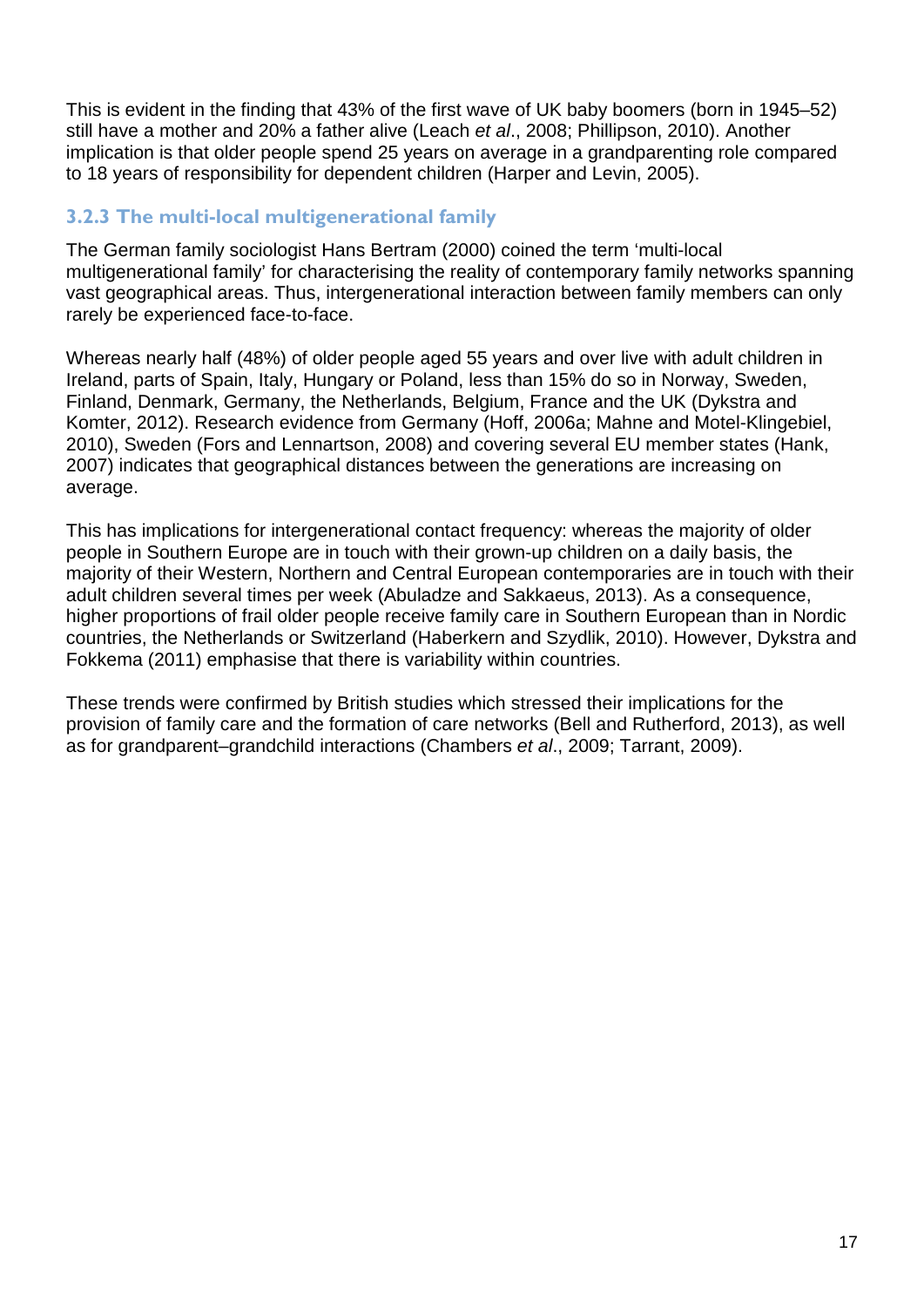This is evident in the finding that 43% of the first wave of UK baby boomers (born in 1945–52) still have a mother and 20% a father alive (Leach *et al*., 2008; Phillipson, 2010). Another implication is that older people spend 25 years on average in a grandparenting role compared to 18 years of responsibility for dependent children (Harper and Levin, 2005).

### 3.2.3 The multi-local multigenerational family

The German family sociologist Hans Bertram (2000) coined the term 'multi-local multigenerational family' for characterising the reality of contemporary family networks spanning vast geographical areas. Thus, intergenerational interaction between family members can only rarely be experienced face-to-face.

Whereas nearly half (48%) of older people aged 55 years and over live with adult children in Ireland, parts of Spain, Italy, Hungary or Poland, less than 15% do so in Norway, Sweden, Finland, Denmark, Germany, the Netherlands, Belgium, France and the UK (Dykstra and Komter, 2012). Research evidence from Germany (Hoff, 2006a; Mahne and Motel-Klingebiel, 2010), Sweden (Fors and Lennartson, 2008) and covering several EU member states (Hank, 2007) indicates that geographical distances between the generations are increasing on average.

This has implications for intergenerational contact frequency: whereas the majority of older people in Southern Europe are in touch with their grown-up children on a daily basis, the majority of their Western, Northern and Central European contemporaries are in touch with their adult children several times per week (Abuladze and Sakkaeus, 2013). As a consequence, higher proportions of frail older people receive family care in Southern European than in Nordic countries, the Netherlands or Switzerland (Haberkern and Szydlik, 2010). However, Dykstra and Fokkema (2011) emphasise that there is variability within countries.

These trends were confirmed by British studies which stressed their implications for the provision of family care and the formation of care networks (Bell and Rutherford, 2013), as well as for grandparent–grandchild interactions (Chambers *et al*., 2009; Tarrant, 2009).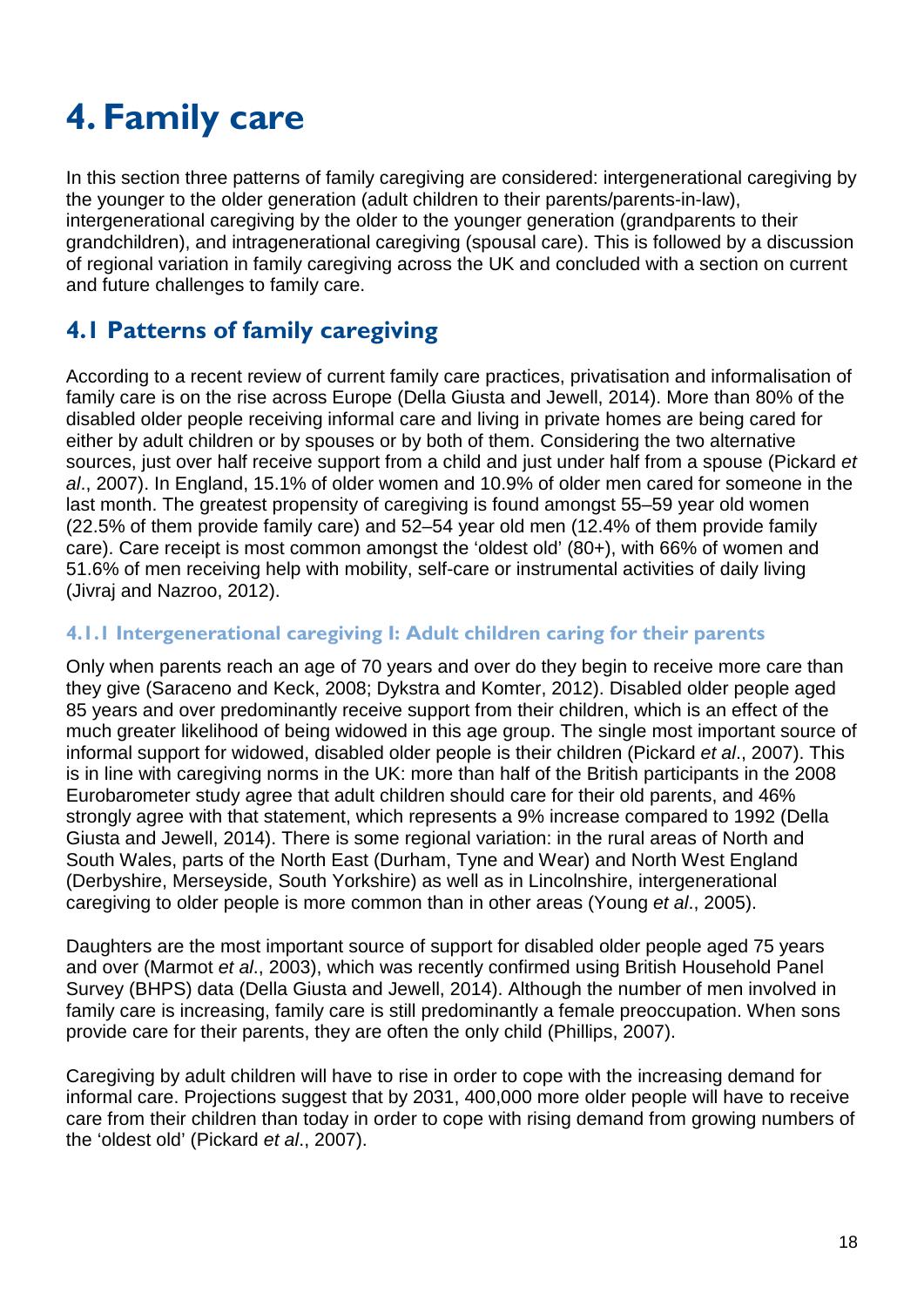# 4. Family care

In this section three patterns of family caregiving are considered: intergenerational caregiving by the younger to the older generation (adult children to their parents/parents-in-law), intergenerational caregiving by the older to the younger generation (grandparents to their grandchildren), and intragenerational caregiving (spousal care). This is followed by a discussion of regional variation in family caregiving across the UK and concluded with a section on current and future challenges to family care.

## 4.1 Patterns of family caregiving

According to a recent review of current family care practices, privatisation and informalisation of family care is on the rise across Europe (Della Giusta and Jewell, 2014). More than 80% of the disabled older people receiving informal care and living in private homes are being cared for either by adult children or by spouses or by both of them. Considering the two alternative sources, just over half receive support from a child and just under half from a spouse (Pickard *et al*., 2007). In England, 15.1% of older women and 10.9% of older men cared for someone in the last month. The greatest propensity of caregiving is found amongst 55–59 year old women (22.5% of them provide family care) and 52–54 year old men (12.4% of them provide family care). Care receipt is most common amongst the 'oldest old' (80+), with 66% of women and 51.6% of men receiving help with mobility, self-care or instrumental activities of daily living (Jivraj and Nazroo, 2012).

### 4.1.1 Intergenerational caregiving I: Adult children caring for their parents

Only when parents reach an age of 70 years and over do they begin to receive more care than they give (Saraceno and Keck, 2008; Dykstra and Komter, 2012). Disabled older people aged 85 years and over predominantly receive support from their children, which is an effect of the much greater likelihood of being widowed in this age group. The single most important source of informal support for widowed, disabled older people is their children (Pickard *et al*., 2007). This is in line with caregiving norms in the UK: more than half of the British participants in the 2008 Eurobarometer study agree that adult children should care for their old parents, and 46% strongly agree with that statement, which represents a 9% increase compared to 1992 (Della Giusta and Jewell, 2014). There is some regional variation: in the rural areas of North and South Wales, parts of the North East (Durham, Tyne and Wear) and North West England (Derbyshire, Merseyside, South Yorkshire) as well as in Lincolnshire, intergenerational caregiving to older people is more common than in other areas (Young *et al*., 2005).

Daughters are the most important source of support for disabled older people aged 75 years and over (Marmot *et al*., 2003), which was recently confirmed using British Household Panel Survey (BHPS) data (Della Giusta and Jewell, 2014). Although the number of men involved in family care is increasing, family care is still predominantly a female preoccupation. When sons provide care for their parents, they are often the only child (Phillips, 2007).

Caregiving by adult children will have to rise in order to cope with the increasing demand for informal care. Projections suggest that by 2031, 400,000 more older people will have to receive care from their children than today in order to cope with rising demand from growing numbers of the 'oldest old' (Pickard *et al*., 2007).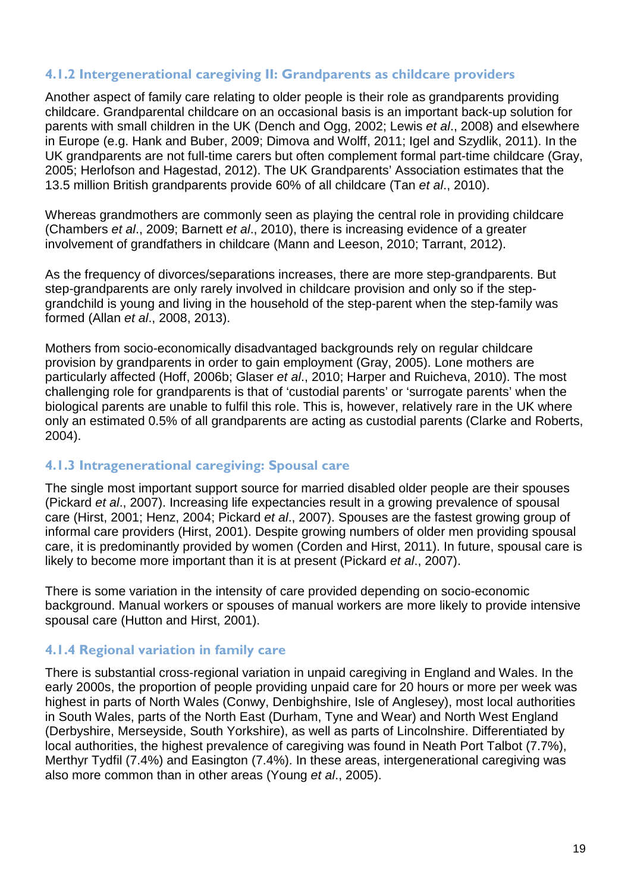### 4.1.2 Intergenerational caregiving II: Grandparents as childcare providers

Another aspect of family care relating to older people is their role as grandparents providing childcare. Grandparental childcare on an occasional basis is an important back-up solution for parents with small children in the UK (Dench and Ogg, 2002; Lewis *et al*., 2008) and elsewhere in Europe (e.g. Hank and Buber, 2009; Dimova and Wolff, 2011; Igel and Szydlik, 2011). In the UK grandparents are not full-time carers but often complement formal part-time childcare (Gray, 2005; Herlofson and Hagestad, 2012). The UK Grandparents' Association estimates that the 13.5 million British grandparents provide 60% of all childcare (Tan *et al*., 2010).

Whereas grandmothers are commonly seen as playing the central role in providing childcare (Chambers *et al*., 2009; Barnett *et al*., 2010), there is increasing evidence of a greater involvement of grandfathers in childcare (Mann and Leeson, 2010; Tarrant, 2012).

As the frequency of divorces/separations increases, there are more step-grandparents. But step-grandparents are only rarely involved in childcare provision and only so if the step-grandchild is young and living in the household of the step-parent when the step-family was formed (Allan *et al*., 2008, 2013).

Mothers from socio-economically disadvantaged backgrounds rely on regular childcare provision by grandparents in order to gain employment (Gray, 2005). Lone mothers are particularly affected (Hoff, 2006b; Glaser *et al*., 2010; Harper and Ruicheva, 2010). The most challenging role for grandparents is that of 'custodial parents' or 'surrogate parents' when the biological parents are unable to fulfil this role. This is, however, relatively rare in the UK where only an estimated 0.5% of all grandparents are acting as custodial parents (Clarke and Roberts, 2004).

### 4.1.3 Intragenerational caregiving: Spousal care

The single most important support source for married disabled older people are their spouses (Pickard *et al*., 2007). Increasing life expectancies result in a growing prevalence of spousal care (Hirst, 2001; Henz, 2004; Pickard *et al*., 2007). Spouses are the fastest growing group of informal care providers (Hirst, 2001). Despite growing numbers of older men providing spousal care, it is predominantly provided by women (Corden and Hirst, 2011). In future, spousal care is likely to become more important than it is at present (Pickard *et al*., 2007).

There is some variation in the intensity of care provided depending on socio-economic background. Manual workers or spouses of manual workers are more likely to provide intensive spousal care (Hutton and Hirst, 2001).

### 4.1.4 Regional variation in family care

There is substantial cross-regional variation in unpaid caregiving in England and Wales. In the early 2000s, the proportion of people providing unpaid care for 20 hours or more per week was highest in parts of North Wales (Conwy, Denbighshire, Isle of Anglesey), most local authorities in South Wales, parts of the North East (Durham, Tyne and Wear) and North West England (Derbyshire, Merseyside, South Yorkshire), as well as parts of Lincolnshire. Differentiated by local authorities, the highest prevalence of caregiving was found in Neath Port Talbot (7.7%), Merthyr Tydfil (7.4%) and Easington (7.4%). In these areas, intergenerational caregiving was also more common than in other areas (Young *et al*., 2005).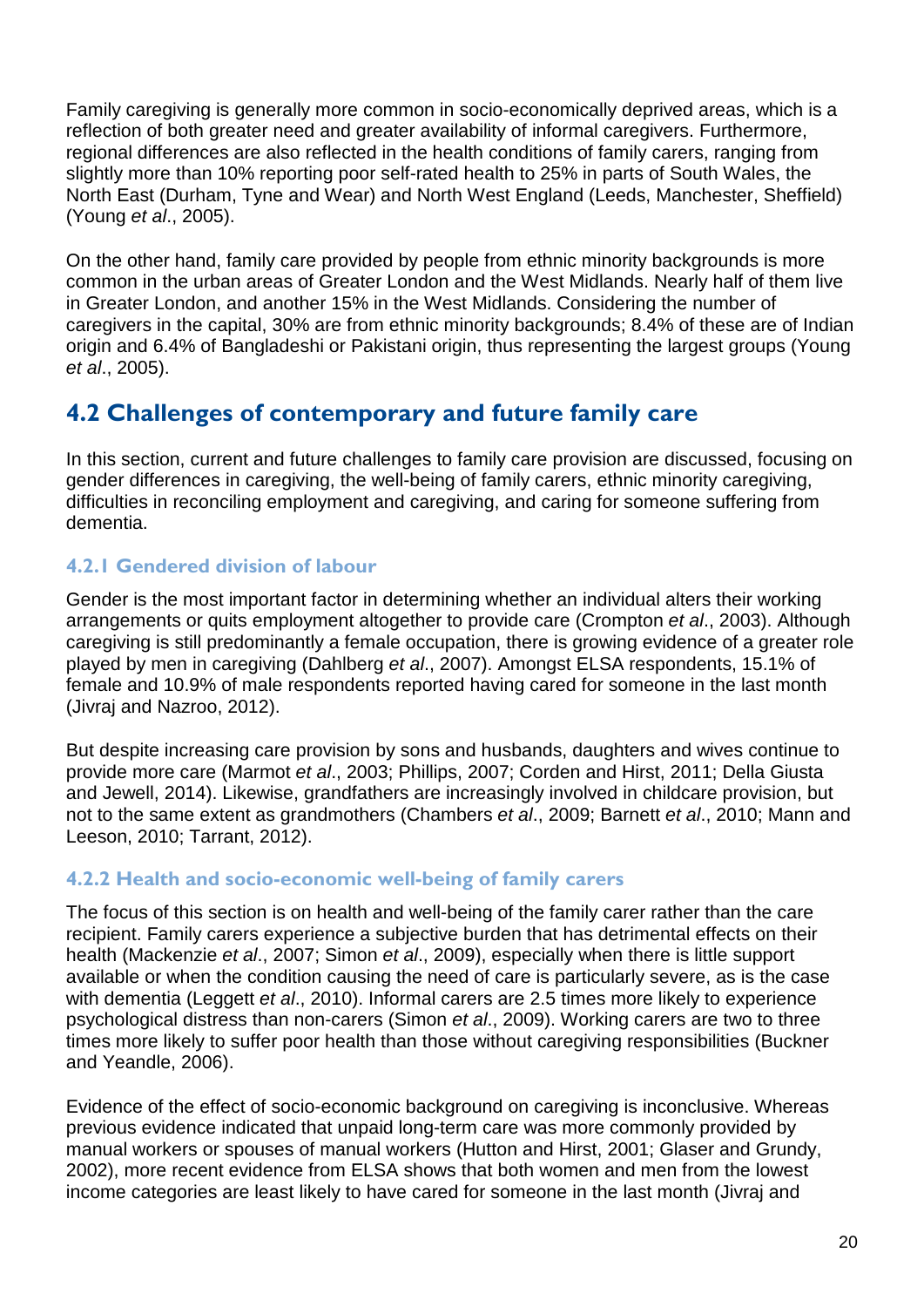Family caregiving is generally more common in socio-economically deprived areas, which is a reflection of both greater need and greater availability of informal caregivers. Furthermore, regional differences are also reflected in the health conditions of family carers, ranging from slightly more than 10% reporting poor self-rated health to 25% in parts of South Wales, the North East (Durham, Tyne and Wear) and North West England (Leeds, Manchester, Sheffield) (Young *et al*., 2005).

On the other hand, family care provided by people from ethnic minority backgrounds is more common in the urban areas of Greater London and the West Midlands. Nearly half of them live in Greater London, and another 15% in the West Midlands. Considering the number of caregivers in the capital, 30% are from ethnic minority backgrounds; 8.4% of these are of Indian origin and 6.4% of Bangladeshi or Pakistani origin, thus representing the largest groups (Young *et al*., 2005).

## 4.2 Challenges of contemporary and future family care

In this section, current and future challenges to family care provision are discussed, focusing on gender differences in caregiving, the well-being of family carers, ethnic minority caregiving, difficulties in reconciling employment and caregiving, and caring for someone suffering from dementia.

### 4.2.1 Gendered division of labour

Gender is the most important factor in determining whether an individual alters their working arrangements or quits employment altogether to provide care (Crompton *et al*., 2003). Although caregiving is still predominantly a female occupation, there is growing evidence of a greater role played by men in caregiving (Dahlberg *et al*., 2007). Amongst ELSA respondents, 15.1% of female and 10.9% of male respondents reported having cared for someone in the last month (Jivraj and Nazroo, 2012).

But despite increasing care provision by sons and husbands, daughters and wives continue to provide more care (Marmot *et al*., 2003; Phillips, 2007; Corden and Hirst, 2011; Della Giusta and Jewell, 2014). Likewise, grandfathers are increasingly involved in childcare provision, but not to the same extent as grandmothers (Chambers *et al*., 2009; Barnett *et al*., 2010; Mann and Leeson, 2010; Tarrant, 2012).

### 4.2.2 Health and socio-economic well-being of family carers

The focus of this section is on health and well-being of the family carer rather than the care recipient. Family carers experience a subjective burden that has detrimental effects on their health (Mackenzie *et al*., 2007; Simon *et al*., 2009), especially when there is little support available or when the condition causing the need of care is particularly severe, as is the case with dementia (Leggett *et al*., 2010). Informal carers are 2.5 times more likely to experience psychological distress than non-carers (Simon *et al*., 2009). Working carers are two to three times more likely to suffer poor health than those without caregiving responsibilities (Buckner and Yeandle, 2006).

Evidence of the effect of socio-economic background on caregiving is inconclusive. Whereas previous evidence indicated that unpaid long-term care was more commonly provided by manual workers or spouses of manual workers (Hutton and Hirst, 2001; Glaser and Grundy, 2002), more recent evidence from ELSA shows that both women and men from the lowest income categories are least likely to have cared for someone in the last month (Jivraj and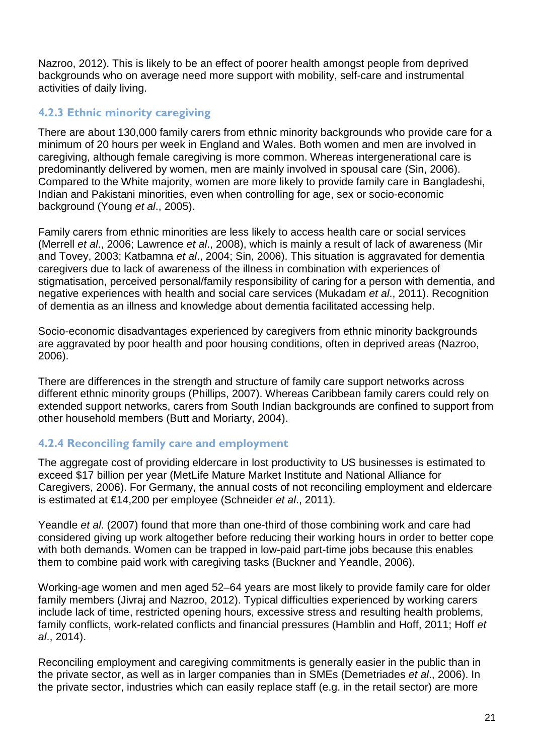Nazroo, 2012). This is likely to be an effect of poorer health amongst people from deprived backgrounds who on average need more support with mobility, self-care and instrumental activities of daily living.

### 4.2.3 Ethnic minority caregiving

There are about 130,000 family carers from ethnic minority backgrounds who provide care for a minimum of 20 hours per week in England and Wales. Both women and men are involved in caregiving, although female caregiving is more common. Whereas intergenerational care is predominantly delivered by women, men are mainly involved in spousal care (Sin, 2006). Compared to the White majority, women are more likely to provide family care in Bangladeshi, Indian and Pakistani minorities, even when controlling for age, sex or socio-economic background (Young *et al*., 2005).

Family carers from ethnic minorities are less likely to access health care or social services (Merrell *et al*., 2006; Lawrence *et al*., 2008), which is mainly a result of lack of awareness (Mir and Tovey, 2003; Katbamna *et al*., 2004; Sin, 2006). This situation is aggravated for dementia caregivers due to lack of awareness of the illness in combination with experiences of stigmatisation, perceived personal/family responsibility of caring for a person with dementia, and negative experiences with health and social care services (Mukadam *et al*., 2011). Recognition of dementia as an illness and knowledge about dementia facilitated accessing help.

Socio-economic disadvantages experienced by caregivers from ethnic minority backgrounds are aggravated by poor health and poor housing conditions, often in deprived areas (Nazroo, 2006).

There are differences in the strength and structure of family care support networks across different ethnic minority groups (Phillips, 2007). Whereas Caribbean family carers could rely on extended support networks, carers from South Indian backgrounds are confined to support from other household members (Butt and Moriarty, 2004).

### 4.2.4 Reconciling family care and employment

The aggregate cost of providing eldercare in lost productivity to US businesses is estimated to exceed $17 billion per year (MetLife Mature Market Institute and National Alliance for Caregivers, 2006). For Germany, the annual costs of not reconciling employment and eldercare is estimated at €14,200 per employee (Schneider *et al*., 2011).

Yeandle *et al*. (2007) found that more than one-third of those combining work and care had considered giving up work altogether before reducing their working hours in order to better cope with both demands. Women can be trapped in low-paid part-time jobs because this enables them to combine paid work with caregiving tasks (Buckner and Yeandle, 2006).

Working-age women and men aged 52–64 years are most likely to provide family care for older family members (Jivraj and Nazroo, 2012). Typical difficulties experienced by working carers include lack of time, restricted opening hours, excessive stress and resulting health problems, family conflicts, work-related conflicts and financial pressures (Hamblin and Hoff, 2011; Hoff *et al*., 2014).

Reconciling employment and caregiving commitments is generally easier in the public than in the private sector, as well as in larger companies than in SMEs (Demetriades *et al*., 2006). In the private sector, industries which can easily replace staff (e.g. in the retail sector) are more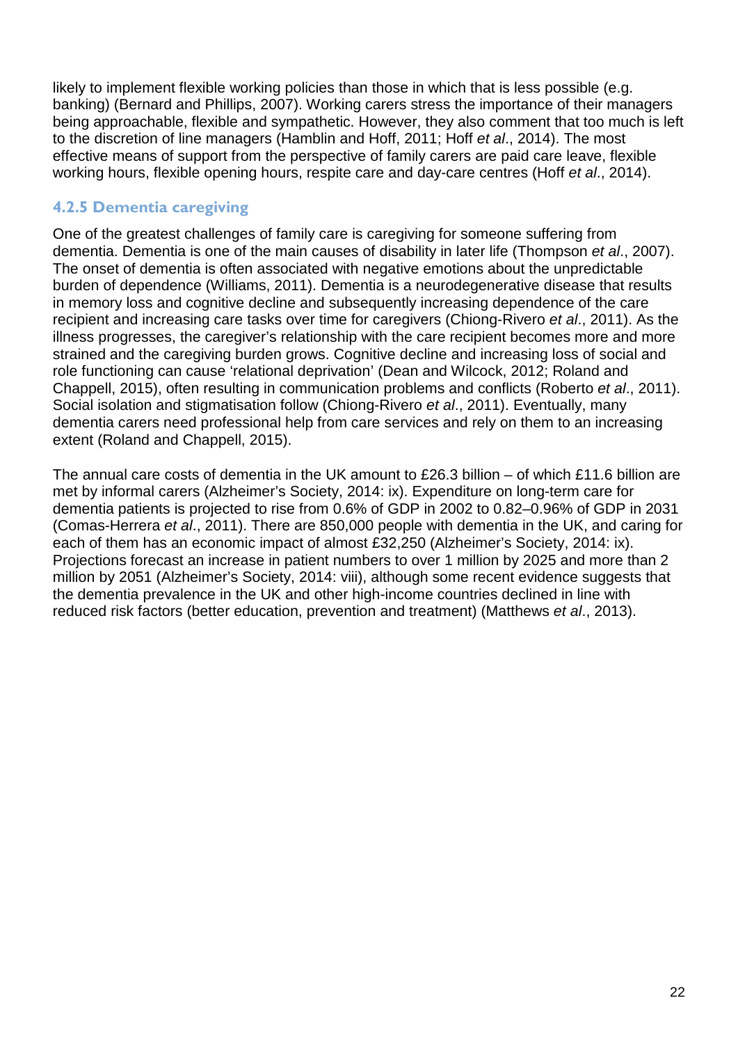likely to implement flexible working policies than those in which that is less possible (e.g. banking) (Bernard and Phillips, 2007). Working carers stress the importance of their managers being approachable, flexible and sympathetic. However, they also comment that too much is left to the discretion of line managers (Hamblin and Hoff, 2011; Hoff *et al*., 2014). The most effective means of support from the perspective of family carers are paid care leave, flexible working hours, flexible opening hours, respite care and day-care centres (Hoff *et al*., 2014).

### 4.2.5 Dementia caregiving

One of the greatest challenges of family care is caregiving for someone suffering from dementia. Dementia is one of the main causes of disability in later life (Thompson *et al*., 2007). The onset of dementia is often associated with negative emotions about the unpredictable burden of dependence (Williams, 2011). Dementia is a neurodegenerative disease that results in memory loss and cognitive decline and subsequently increasing dependence of the care recipient and increasing care tasks over time for caregivers (Chiong-Rivero *et al*., 2011). As the illness progresses, the caregiver's relationship with the care recipient becomes more and more strained and the caregiving burden grows. Cognitive decline and increasing loss of social and role functioning can cause 'relational deprivation' (Dean and Wilcock, 2012; Roland and Chappell, 2015), often resulting in communication problems and conflicts (Roberto *et al*., 2011). Social isolation and stigmatisation follow (Chiong-Rivero *et al*., 2011). Eventually, many dementia carers need professional help from care services and rely on them to an increasing extent (Roland and Chappell, 2015).

The annual care costs of dementia in the UK amount to £26.3 billion – of which £11.6 billion are met by informal carers (Alzheimer's Society, 2014: ix). Expenditure on long-term care for dementia patients is projected to rise from 0.6% of GDP in 2002 to 0.82–0.96% of GDP in 2031 (Comas-Herrera *et al*., 2011). There are 850,000 people with dementia in the UK, and caring for each of them has an economic impact of almost £32,250 (Alzheimer's Society, 2014: ix). Projections forecast an increase in patient numbers to over 1 million by 2025 and more than 2 million by 2051 (Alzheimer's Society, 2014: viii), although some recent evidence suggests that the dementia prevalence in the UK and other high-income countries declined in line with reduced risk factors (better education, prevention and treatment) (Matthews *et al*., 2013).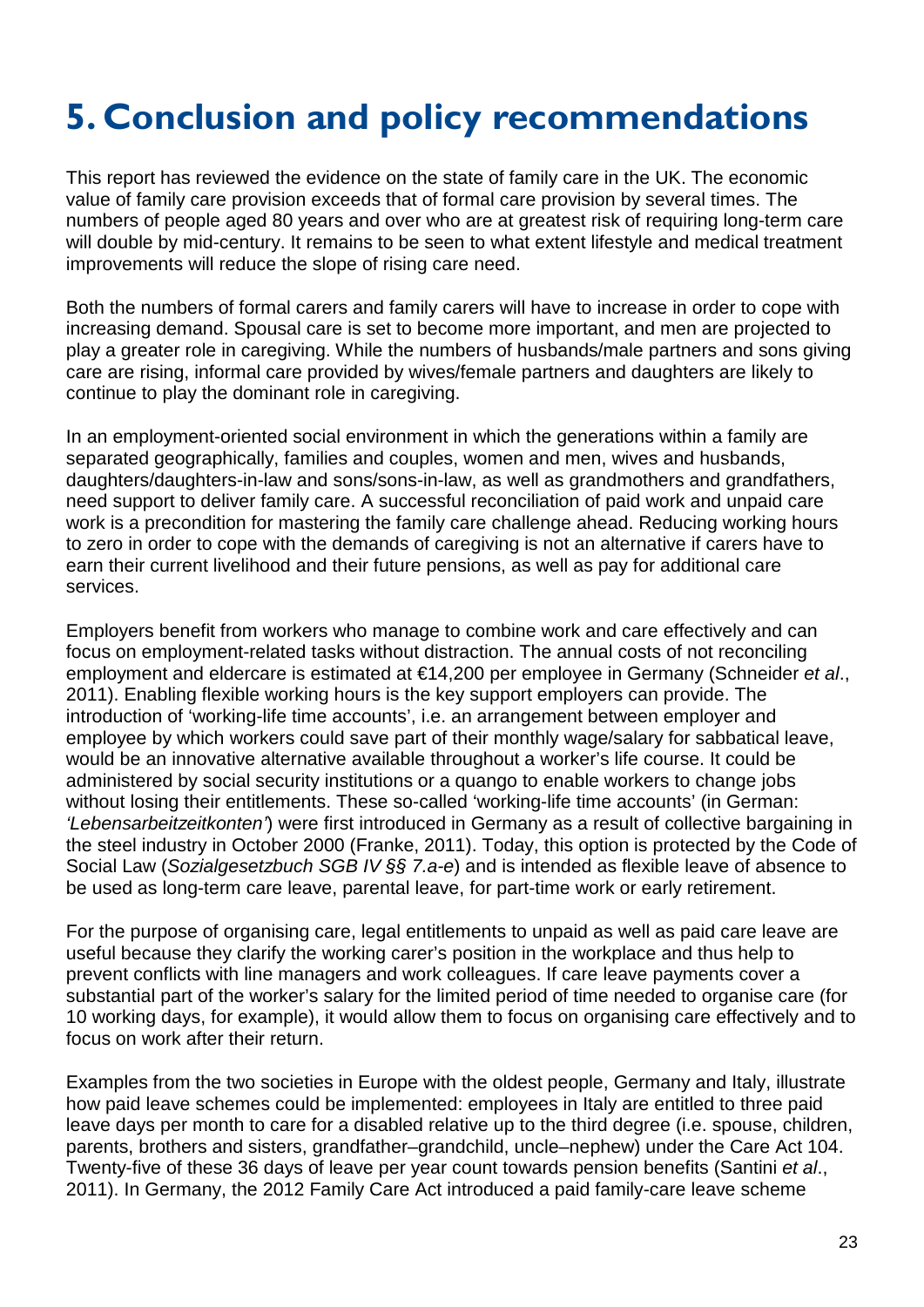# 5. Conclusion and policy recommendations

This report has reviewed the evidence on the state of family care in the UK. The economic value of family care provision exceeds that of formal care provision by several times. The numbers of people aged 80 years and over who are at greatest risk of requiring long-term care will double by mid-century. It remains to be seen to what extent lifestyle and medical treatment improvements will reduce the slope of rising care need.

Both the numbers of formal carers and family carers will have to increase in order to cope with increasing demand. Spousal care is set to become more important, and men are projected to play a greater role in caregiving. While the numbers of husbands/male partners and sons giving care are rising, informal care provided by wives/female partners and daughters are likely to continue to play the dominant role in caregiving.

In an employment-oriented social environment in which the generations within a family are separated geographically, families and couples, women and men, wives and husbands, daughters/daughters-in-law and sons/sons-in-law, as well as grandmothers and grandfathers, need support to deliver family care. A successful reconciliation of paid work and unpaid care work is a precondition for mastering the family care challenge ahead. Reducing working hours to zero in order to cope with the demands of caregiving is not an alternative if carers have to earn their current livelihood and their future pensions, as well as pay for additional care services.

Employers benefit from workers who manage to combine work and care effectively and can focus on employment-related tasks without distraction. The annual costs of not reconciling employment and eldercare is estimated at €14,200 per employee in Germany (Schneider *et al*., 2011). Enabling flexible working hours is the key support employers can provide. The introduction of 'working-life time accounts', i.e. an arrangement between employer and employee by which workers could save part of their monthly wage/salary for sabbatical leave, would be an innovative alternative available throughout a worker's life course. It could be administered by social security institutions or a quango to enable workers to change jobs without losing their entitlements. These so-called 'working-life time accounts' (in German: *'Lebensarbeitzeitkonten'*) were first introduced in Germany as a result of collective bargaining in the steel industry in October 2000 (Franke, 2011). Today, this option is protected by the Code of Social Law (*Sozialgesetzbuch SGB IV §§ 7.a-e*) and is intended as flexible leave of absence to be used as long-term care leave, parental leave, for part-time work or early retirement.

For the purpose of organising care, legal entitlements to unpaid as well as paid care leave are useful because they clarify the working carer's position in the workplace and thus help to prevent conflicts with line managers and work colleagues. If care leave payments cover a substantial part of the worker's salary for the limited period of time needed to organise care (for 10 working days, for example), it would allow them to focus on organising care effectively and to focus on work after their return.

Examples from the two societies in Europe with the oldest people, Germany and Italy, illustrate how paid leave schemes could be implemented: employees in Italy are entitled to three paid leave days per month to care for a disabled relative up to the third degree (i.e. spouse, children, parents, brothers and sisters, grandfather–grandchild, uncle–nephew) under the Care Act 104. Twenty-five of these 36 days of leave per year count towards pension benefits (Santini *et al*., 2011). In Germany, the 2012 Family Care Act introduced a paid family-care leave scheme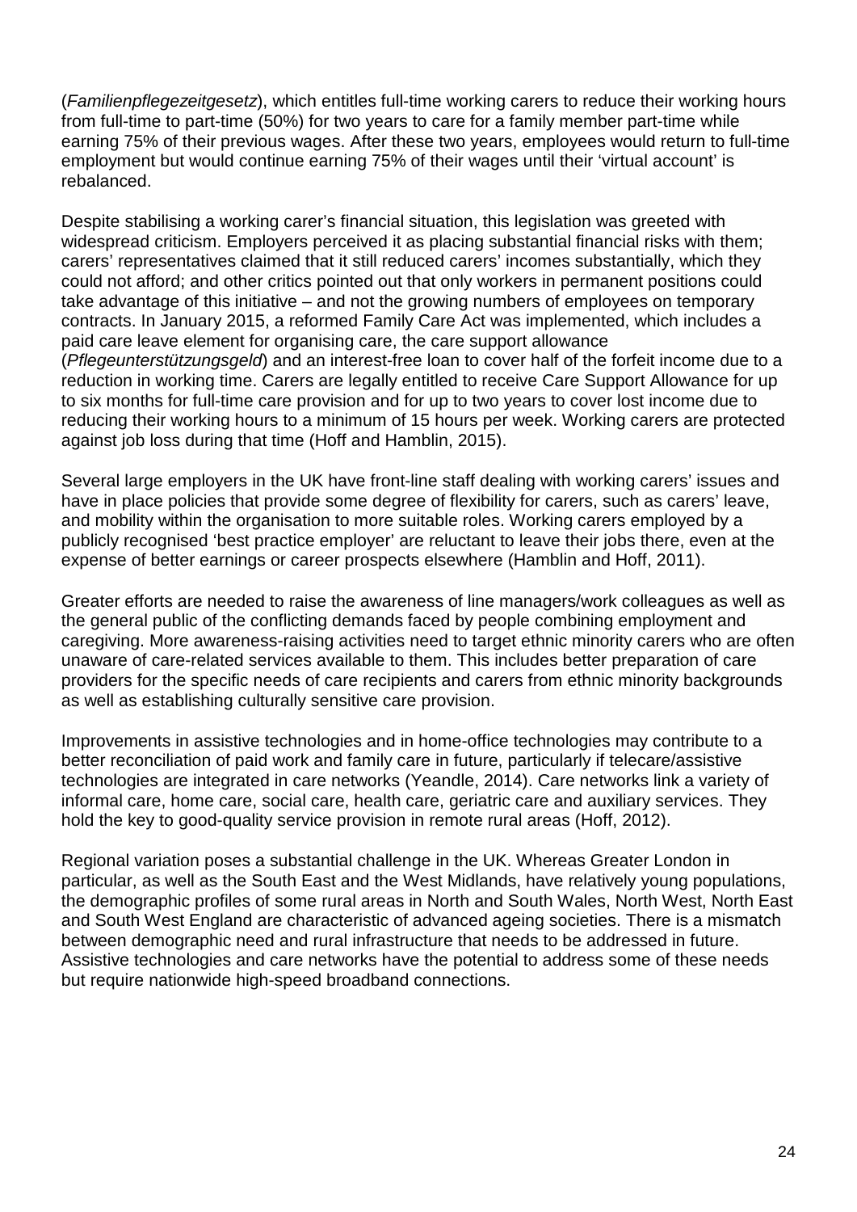(*Familienpflegezeitgesetz*), which entitles full-time working carers to reduce their working hours from full-time to part-time (50%) for two years to care for a family member part-time while earning 75% of their previous wages. After these two years, employees would return to full-time employment but would continue earning 75% of their wages until their 'virtual account' is rebalanced.

Despite stabilising a working carer's financial situation, this legislation was greeted with widespread criticism. Employers perceived it as placing substantial financial risks with them; carers' representatives claimed that it still reduced carers' incomes substantially, which they could not afford; and other critics pointed out that only workers in permanent positions could take advantage of this initiative – and not the growing numbers of employees on temporary contracts. In January 2015, a reformed Family Care Act was implemented, which includes a paid care leave element for organising care, the care support allowance (*Pflegeunterstützungsgeld*) and an interest-free loan to cover half of the forfeit income due to a reduction in working time. Carers are legally entitled to receive Care Support Allowance for up to six months for full-time care provision and for up to two years to cover lost income due to reducing their working hours to a minimum of 15 hours per week. Working carers are protected against job loss during that time (Hoff and Hamblin, 2015).

Several large employers in the UK have front-line staff dealing with working carers' issues and have in place policies that provide some degree of flexibility for carers, such as carers' leave, and mobility within the organisation to more suitable roles. Working carers employed by a publicly recognised 'best practice employer' are reluctant to leave their jobs there, even at the expense of better earnings or career prospects elsewhere (Hamblin and Hoff, 2011).

Greater efforts are needed to raise the awareness of line managers/work colleagues as well as the general public of the conflicting demands faced by people combining employment and caregiving. More awareness-raising activities need to target ethnic minority carers who are often unaware of care-related services available to them. This includes better preparation of care providers for the specific needs of care recipients and carers from ethnic minority backgrounds as well as establishing culturally sensitive care provision.

Improvements in assistive technologies and in home-office technologies may contribute to a better reconciliation of paid work and family care in future, particularly if telecare/assistive technologies are integrated in care networks (Yeandle, 2014). Care networks link a variety of informal care, home care, social care, health care, geriatric care and auxiliary services. They hold the key to good-quality service provision in remote rural areas (Hoff, 2012).

Regional variation poses a substantial challenge in the UK. Whereas Greater London in particular, as well as the South East and the West Midlands, have relatively young populations, the demographic profiles of some rural areas in North and South Wales, North West, North East and South West England are characteristic of advanced ageing societies. There is a mismatch between demographic need and rural infrastructure that needs to be addressed in future. Assistive technologies and care networks have the potential to address some of these needs but require nationwide high-speed broadband connections.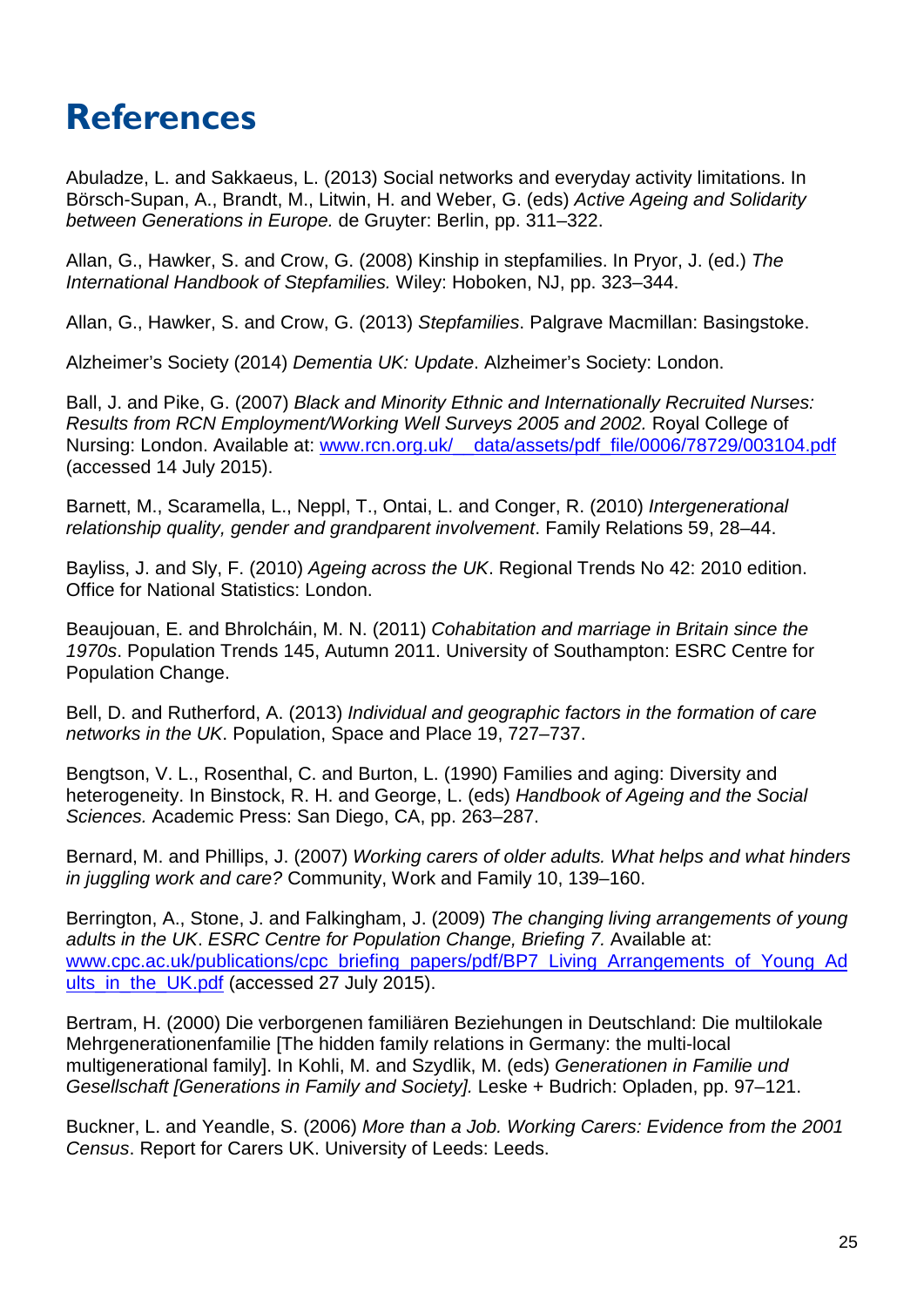# References

Abuladze, L. and Sakkaeus, L. (2013) Social networks and everyday activity limitations. In Börsch-Supan, A., Brandt, M., Litwin, H. and Weber, G. (eds) *Active Ageing and Solidarity between Generations in Europe.* de Gruyter: Berlin, pp. 311–322.

Allan, G., Hawker, S. and Crow, G. (2008) Kinship in stepfamilies. In Pryor, J. (ed.) *The International Handbook of Stepfamilies.* Wiley: Hoboken, NJ, pp. 323–344.

Allan, G., Hawker, S. and Crow, G. (2013) *Stepfamilies*. Palgrave Macmillan: Basingstoke.

Alzheimer's Society (2014) *Dementia UK: Update*. Alzheimer's Society: London.

Ball, J. and Pike, G. (2007) *Black and Minority Ethnic and Internationally Recruited Nurses: Results from RCN Employment/Working Well Surveys 2005 and 2002.* Royal College of Nursing: London. Available at: www.rcn.org.uk/__data/assets/pdf_file/0006/78729/003104.pdf (accessed 14 July 2015).

Barnett, M., Scaramella, L., Neppl, T., Ontai, L. and Conger, R. (2010) *Intergenerational relationship quality, gender and grandparent involvement*. Family Relations 59, 28–44.

Bayliss, J. and Sly, F. (2010) *Ageing across the UK*. Regional Trends No 42: 2010 edition. Office for National Statistics: London.

Beaujouan, E. and Bhrolcháin, M. N. (2011) *Cohabitation and marriage in Britain since the 1970s*. Population Trends 145, Autumn 2011. University of Southampton: ESRC Centre for Population Change.

Bell, D. and Rutherford, A. (2013) *Individual and geographic factors in the formation of care networks in the UK*. Population, Space and Place 19, 727–737.

Bengtson, V. L., Rosenthal, C. and Burton, L. (1990) Families and aging: Diversity and heterogeneity. In Binstock, R. H. and George, L. (eds) *Handbook of Ageing and the Social Sciences.* Academic Press: San Diego, CA, pp. 263–287.

Bernard, M. and Phillips, J. (2007) *Working carers of older adults. What helps and what hinders in juggling work and care?* Community, Work and Family 10, 139–160.

Berrington, A., Stone, J. and Falkingham, J. (2009) *The changing living arrangements of young adults in the UK*. *ESRC Centre for Population Change, Briefing 7.* Available at: www.cpc.ac.uk/publications/cpc_briefing_papers/pdf/BP7_Living_Arrangements_of_Young_Adults_in_the_UK.pdf (accessed 27 July 2015).

Bertram, H. (2000) Die verborgenen familiären Beziehungen in Deutschland: Die multilokale Mehrgenerationenfamilie [The hidden family relations in Germany: the multi-local multigenerational family]. In Kohli, M. and Szydlik, M. (eds) *Generationen in Familie und Gesellschaft [Generations in Family and Society].* Leske + Budrich: Opladen, pp. 97–121.

Buckner, L. and Yeandle, S. (2006) *More than a Job. Working Carers: Evidence from the 2001 Census*. Report for Carers UK. University of Leeds: Leeds.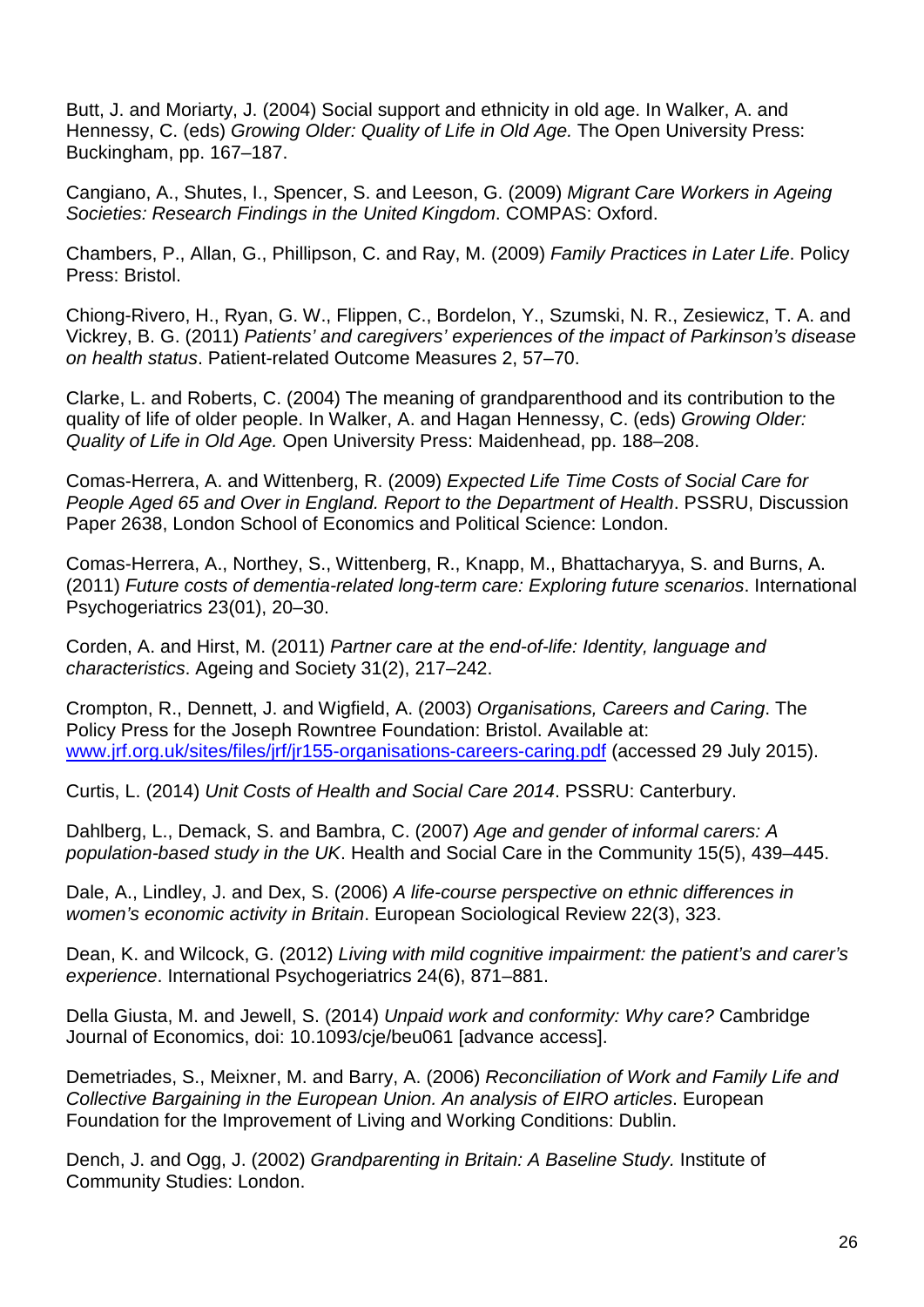Butt, J. and Moriarty, J. (2004) Social support and ethnicity in old age. In Walker, A. and Hennessy, C. (eds) *Growing Older: Quality of Life in Old Age.* The Open University Press: Buckingham, pp. 167–187.

Cangiano, A., Shutes, I., Spencer, S. and Leeson, G. (2009) *Migrant Care Workers in Ageing Societies: Research Findings in the United Kingdom*. COMPAS: Oxford.

Chambers, P., Allan, G., Phillipson, C. and Ray, M. (2009) *Family Practices in Later Life*. Policy Press: Bristol.

Chiong-Rivero, H., Ryan, G. W., Flippen, C., Bordelon, Y., Szumski, N. R., Zesiewicz, T. A. and Vickrey, B. G. (2011) *Patients' and caregivers' experiences of the impact of Parkinson's disease on health status*. Patient-related Outcome Measures 2, 57–70.

Clarke, L. and Roberts, C. (2004) The meaning of grandparenthood and its contribution to the quality of life of older people. In Walker, A. and Hagan Hennessy, C. (eds) *Growing Older: Quality of Life in Old Age.* Open University Press: Maidenhead, pp. 188–208.

Comas-Herrera, A. and Wittenberg, R. (2009) *Expected Life Time Costs of Social Care for People Aged 65 and Over in England. Report to the Department of Health*. PSSRU, Discussion Paper 2638, London School of Economics and Political Science: London.

Comas-Herrera, A., Northey, S., Wittenberg, R., Knapp, M., Bhattacharyya, S. and Burns, A. (2011) *Future costs of dementia-related long-term care: Exploring future scenarios*. International Psychogeriatrics 23(01), 20–30.

Corden, A. and Hirst, M. (2011) *Partner care at the end-of-life: Identity, language and characteristics*. Ageing and Society 31(2), 217–242.

Crompton, R., Dennett, J. and Wigfield, A. (2003) *Organisations, Careers and Caring*. The Policy Press for the Joseph Rowntree Foundation: Bristol. Available at: [www.jrf.org.uk/sites/files/jrf/jr155-organisations-careers-caring.pdf](www.jrf.org.uk/sites/files/jrf/jr155-organisations-careers-caring.pdf) (accessed 29 July 2015).

Curtis, L. (2014) *Unit Costs of Health and Social Care 2014*. PSSRU: Canterbury.

Dahlberg, L., Demack, S. and Bambra, C. (2007) *Age and gender of informal carers: A population-based study in the UK*. Health and Social Care in the Community 15(5), 439–445.

Dale, A., Lindley, J. and Dex, S. (2006) *A life-course perspective on ethnic differences in women's economic activity in Britain*. European Sociological Review 22(3), 323.

Dean, K. and Wilcock, G. (2012) *Living with mild cognitive impairment: the patient's and carer's experience*. International Psychogeriatrics 24(6), 871–881.

Della Giusta, M. and Jewell, S. (2014) *Unpaid work and conformity: Why care?* Cambridge Journal of Economics, doi: 10.1093/cje/beu061 [advance access].

Demetriades, S., Meixner, M. and Barry, A. (2006) *Reconciliation of Work and Family Life and Collective Bargaining in the European Union. An analysis of EIRO articles*. European Foundation for the Improvement of Living and Working Conditions: Dublin.

Dench, J. and Ogg, J. (2002) *Grandparenting in Britain: A Baseline Study.* Institute of Community Studies: London.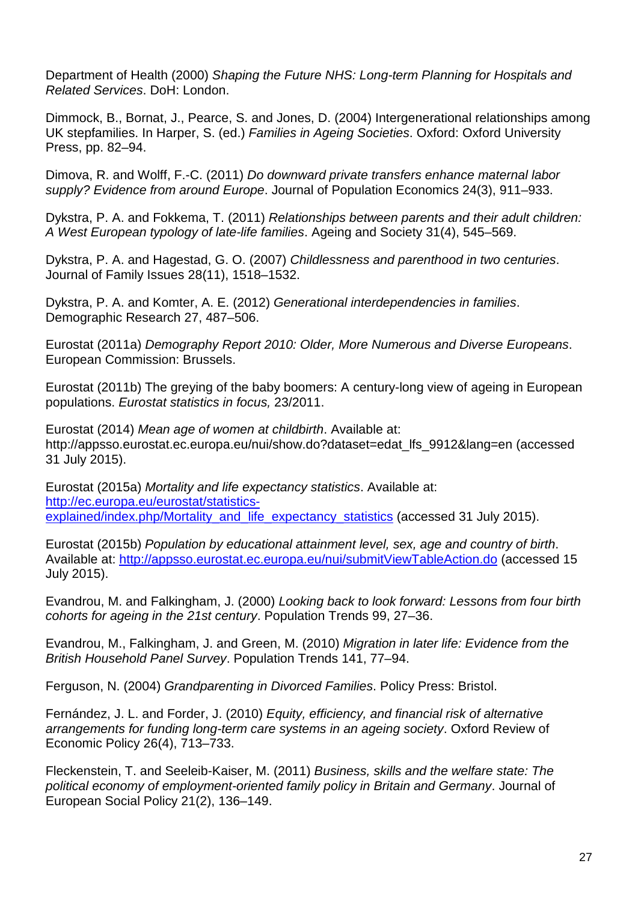Department of Health (2000) *Shaping the Future NHS: Long-term Planning for Hospitals and Related Services*. DoH: London.

Dimmock, B., Bornat, J., Pearce, S. and Jones, D. (2004) Intergenerational relationships among UK stepfamilies. In Harper, S. (ed.) *Families in Ageing Societies*. Oxford: Oxford University Press, pp. 82–94.

Dimova, R. and Wolff, F.-C. (2011) *Do downward private transfers enhance maternal labor supply? Evidence from around Europe*. Journal of Population Economics 24(3), 911–933.

Dykstra, P. A. and Fokkema, T. (2011) *Relationships between parents and their adult children: A West European typology of late-life families*. Ageing and Society 31(4), 545–569.

Dykstra, P. A. and Hagestad, G. O. (2007) *Childlessness and parenthood in two centuries*. Journal of Family Issues 28(11), 1518–1532.

Dykstra, P. A. and Komter, A. E. (2012) *Generational interdependencies in families*. Demographic Research 27, 487–506.

Eurostat (2011a) *Demography Report 2010: Older, More Numerous and Diverse Europeans*. European Commission: Brussels.

Eurostat (2011b) The greying of the baby boomers: A century-long view of ageing in European populations. *Eurostat statistics in focus,* 23/2011.

Eurostat (2014) *Mean age of women at childbirth*. Available at: http://appsso.eurostat.ec.europa.eu/nui/show.do?dataset=edat_lfs_9912&lang=en (accessed 31 July 2015).

Eurostat (2015a) *Mortality and life expectancy statistics*. Available at: [http://ec.europa.eu/eurostat/statistics-explained/index.php/Mortality_and_life_expectancy_statistics](http://ec.europa.eu/eurostat/statistics-explained/index.php/Mortality_and_life_expectancy_statistics) (accessed 31 July 2015).

Eurostat (2015b) *Population by educational attainment level, sex, age and country of birth*. Available at: [http://appsso.eurostat.ec.europa.eu/nui/submitViewTableAction.do](http://appsso.eurostat.ec.europa.eu/nui/submitViewTableAction.do) (accessed 15 July 2015).

Evandrou, M. and Falkingham, J. (2000) *Looking back to look forward: Lessons from four birth cohorts for ageing in the 21st century*. Population Trends 99, 27–36.

Evandrou, M., Falkingham, J. and Green, M. (2010) *Migration in later life: Evidence from the British Household Panel Survey*. Population Trends 141, 77–94.

Ferguson, N. (2004) *Grandparenting in Divorced Families*. Policy Press: Bristol.

Fernández, J. L. and Forder, J. (2010) *Equity, efficiency, and financial risk of alternative arrangements for funding long-term care systems in an ageing society*. Oxford Review of Economic Policy 26(4), 713–733.

Fleckenstein, T. and Seeleib-Kaiser, M. (2011) *Business, skills and the welfare state: The political economy of employment-oriented family policy in Britain and Germany*. Journal of European Social Policy 21(2), 136–149.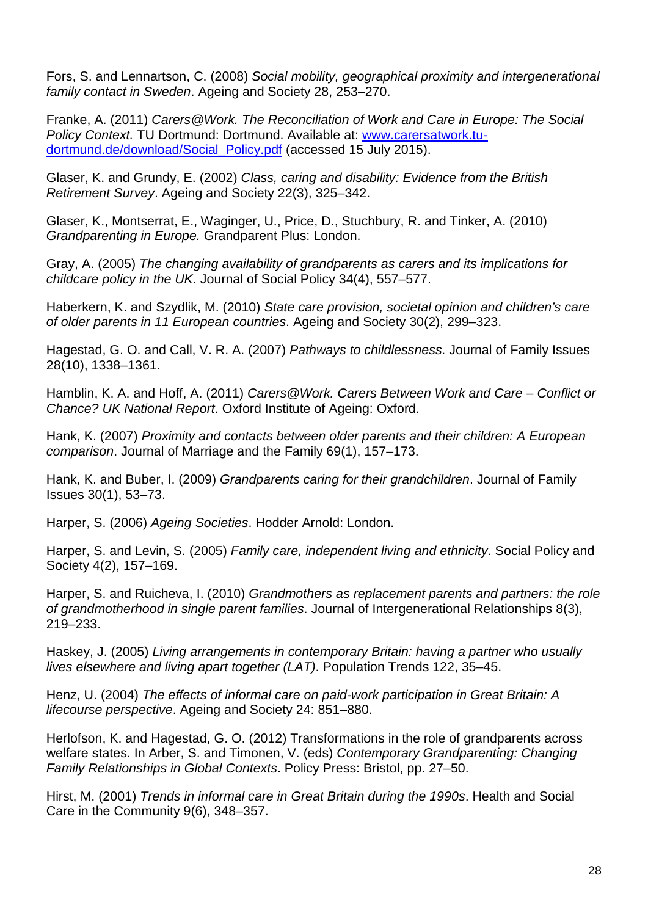Fors, S. and Lennartson, C. (2008) *Social mobility, geographical proximity and intergenerational family contact in Sweden*. Ageing and Society 28, 253–270.

Franke, A. (2011) *Carers@Work. The Reconciliation of Work and Care in Europe: The Social Policy Context.* TU Dortmund: Dortmund. Available at: [www.carersatwork.tu-dortmund.de/download/Social_Policy.pdf](www.carersatwork.tu-dortmund.de/download/Social_Policy.pdf) (accessed 15 July 2015).

Glaser, K. and Grundy, E. (2002) *Class, caring and disability: Evidence from the British Retirement Survey*. Ageing and Society 22(3), 325–342.

Glaser, K., Montserrat, E., Waginger, U., Price, D., Stuchbury, R. and Tinker, A. (2010) *Grandparenting in Europe.* Grandparent Plus: London.

Gray, A. (2005) *The changing availability of grandparents as carers and its implications for childcare policy in the UK*. Journal of Social Policy 34(4), 557–577.

Haberkern, K. and Szydlik, M. (2010) *State care provision, societal opinion and children's care of older parents in 11 European countries*. Ageing and Society 30(2), 299–323.

Hagestad, G. O. and Call, V. R. A. (2007) *Pathways to childlessness*. Journal of Family Issues 28(10), 1338–1361.

Hamblin, K. A. and Hoff, A. (2011) *Carers@Work. Carers Between Work and Care – Conflict or Chance? UK National Report*. Oxford Institute of Ageing: Oxford.

Hank, K. (2007) *Proximity and contacts between older parents and their children: A European comparison*. Journal of Marriage and the Family 69(1), 157–173.

Hank, K. and Buber, I. (2009) *Grandparents caring for their grandchildren*. Journal of Family Issues 30(1), 53–73.

Harper, S. (2006) *Ageing Societies*. Hodder Arnold: London.

Harper, S. and Levin, S. (2005) *Family care, independent living and ethnicity*. Social Policy and Society 4(2), 157–169.

Harper, S. and Ruicheva, I. (2010) *Grandmothers as replacement parents and partners: the role of grandmotherhood in single parent families*. Journal of Intergenerational Relationships 8(3), 219–233.

Haskey, J. (2005) *Living arrangements in contemporary Britain: having a partner who usually lives elsewhere and living apart together (LAT)*. Population Trends 122, 35–45.

Henz, U. (2004) *The effects of informal care on paid-work participation in Great Britain: A lifecourse perspective*. Ageing and Society 24: 851–880.

Herlofson, K. and Hagestad, G. O. (2012) Transformations in the role of grandparents across welfare states. In Arber, S. and Timonen, V. (eds) *Contemporary Grandparenting: Changing Family Relationships in Global Contexts*. Policy Press: Bristol, pp. 27–50.

Hirst, M. (2001) *Trends in informal care in Great Britain during the 1990s*. Health and Social Care in the Community 9(6), 348–357.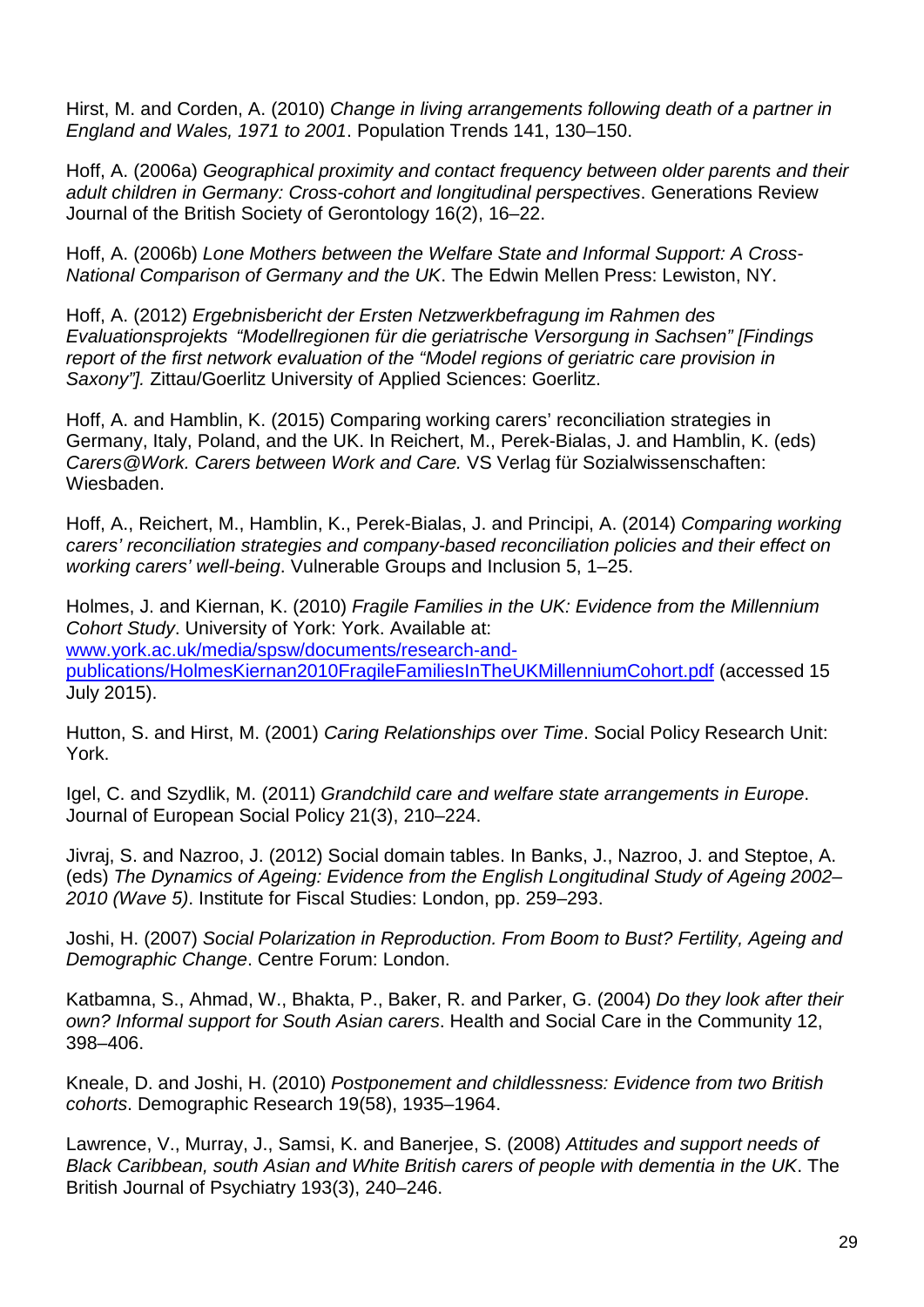Hirst, M. and Corden, A. (2010) *Change in living arrangements following death of a partner in England and Wales, 1971 to 2001*. Population Trends 141, 130–150.

Hoff, A. (2006a) *Geographical proximity and contact frequency between older parents and their adult children in Germany: Cross-cohort and longitudinal perspectives*. Generations Review Journal of the British Society of Gerontology 16(2), 16–22.

Hoff, A. (2006b) *Lone Mothers between the Welfare State and Informal Support: A Cross-National Comparison of Germany and the UK*. The Edwin Mellen Press: Lewiston, NY.

Hoff, A. (2012) *Ergebnisbericht der Ersten Netzwerkbefragung im Rahmen des Evaluationsprojekts "Modellregionen für die geriatrische Versorgung in Sachsen" [Findings report of the first network evaluation of the "Model regions of geriatric care provision in Saxony"].* Zittau/Goerlitz University of Applied Sciences: Goerlitz.

Hoff, A. and Hamblin, K. (2015) Comparing working carers' reconciliation strategies in Germany, Italy, Poland, and the UK. In Reichert, M., Perek-Bialas, J. and Hamblin, K. (eds) *Carers@Work. Carers between Work and Care.* VS Verlag für Sozialwissenschaften: Wiesbaden.

Hoff, A., Reichert, M., Hamblin, K., Perek-Bialas, J. and Principi, A. (2014) *Comparing working carers' reconciliation strategies and company-based reconciliation policies and their effect on working carers' well-being*. Vulnerable Groups and Inclusion 5, 1–25.

Holmes, J. and Kiernan, K. (2010) *Fragile Families in the UK: Evidence from the Millennium Cohort Study*. University of York: York. Available at: www.york.ac.uk/media/spsw/documents/research-and-publications/HolmesKiernan2010FragileFamiliesInTheUKMillenniumCohort.pdf (accessed 15 July 2015).

Hutton, S. and Hirst, M. (2001) *Caring Relationships over Time*. Social Policy Research Unit: York.

Igel, C. and Szydlik, M. (2011) *Grandchild care and welfare state arrangements in Europe*. Journal of European Social Policy 21(3), 210–224.

Jivraj, S. and Nazroo, J. (2012) Social domain tables. In Banks, J., Nazroo, J. and Steptoe, A. (eds) *The Dynamics of Ageing: Evidence from the English Longitudinal Study of Ageing 2002–2010 (Wave 5)*. Institute for Fiscal Studies: London, pp. 259–293.

Joshi, H. (2007) *Social Polarization in Reproduction. From Boom to Bust? Fertility, Ageing and Demographic Change*. Centre Forum: London.

Katbamna, S., Ahmad, W., Bhakta, P., Baker, R. and Parker, G. (2004) *Do they look after their own? Informal support for South Asian carers*. Health and Social Care in the Community 12, 398–406.

Kneale, D. and Joshi, H. (2010) *Postponement and childlessness: Evidence from two British cohorts*. Demographic Research 19(58), 1935–1964.

Lawrence, V., Murray, J., Samsi, K. and Banerjee, S. (2008) *Attitudes and support needs of Black Caribbean, south Asian and White British carers of people with dementia in the UK*. The British Journal of Psychiatry 193(3), 240–246.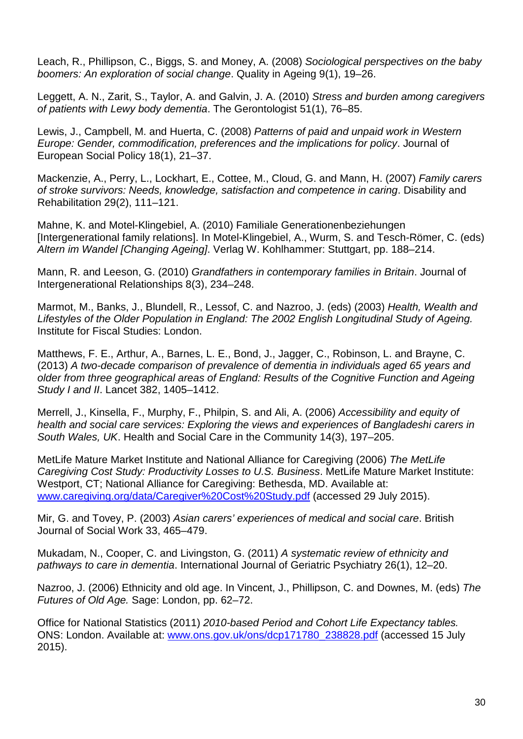Leach, R., Phillipson, C., Biggs, S. and Money, A. (2008) *Sociological perspectives on the baby boomers: An exploration of social change*. Quality in Ageing 9(1), 19–26.

Leggett, A. N., Zarit, S., Taylor, A. and Galvin, J. A. (2010) *Stress and burden among caregivers of patients with Lewy body dementia*. The Gerontologist 51(1), 76–85.

Lewis, J., Campbell, M. and Huerta, C. (2008) *Patterns of paid and unpaid work in Western Europe: Gender, commodification, preferences and the implications for policy*. Journal of European Social Policy 18(1), 21–37.

Mackenzie, A., Perry, L., Lockhart, E., Cottee, M., Cloud, G. and Mann, H. (2007) *Family carers of stroke survivors: Needs, knowledge, satisfaction and competence in caring*. Disability and Rehabilitation 29(2), 111–121.

Mahne, K. and Motel-Klingebiel, A. (2010) Familiale Generationenbeziehungen [Intergenerational family relations]. In Motel-Klingebiel, A., Wurm, S. and Tesch-Römer, C. (eds) *Altern im Wandel [Changing Ageing]*. Verlag W. Kohlhammer: Stuttgart, pp. 188–214.

Mann, R. and Leeson, G. (2010) *Grandfathers in contemporary families in Britain*. Journal of Intergenerational Relationships 8(3), 234–248.

Marmot, M., Banks, J., Blundell, R., Lessof, C. and Nazroo, J. (eds) (2003) *Health, Wealth and Lifestyles of the Older Population in England: The 2002 English Longitudinal Study of Ageing.* Institute for Fiscal Studies: London.

Matthews, F. E., Arthur, A., Barnes, L. E., Bond, J., Jagger, C., Robinson, L. and Brayne, C. (2013) *A two-decade comparison of prevalence of dementia in individuals aged 65 years and older from three geographical areas of England: Results of the Cognitive Function and Ageing Study I and II*. Lancet 382, 1405–1412.

Merrell, J., Kinsella, F., Murphy, F., Philpin, S. and Ali, A. (2006) *Accessibility and equity of health and social care services: Exploring the views and experiences of Bangladeshi carers in South Wales, UK*. Health and Social Care in the Community 14(3), 197–205.

MetLife Mature Market Institute and National Alliance for Caregiving (2006) *The MetLife Caregiving Cost Study: Productivity Losses to U.S. Business*. MetLife Mature Market Institute: Westport, CT; National Alliance for Caregiving: Bethesda, MD. Available at: [www.caregiving.org/data/Caregiver%20Cost%20Study.pdf](www.caregiving.org/data/Caregiver%20Cost%20Study.pdf) (accessed 29 July 2015).

Mir, G. and Tovey, P. (2003) *Asian carers' experiences of medical and social care*. British Journal of Social Work 33, 465–479.

Mukadam, N., Cooper, C. and Livingston, G. (2011) *A systematic review of ethnicity and pathways to care in dementia*. International Journal of Geriatric Psychiatry 26(1), 12–20.

Nazroo, J. (2006) Ethnicity and old age. In Vincent, J., Phillipson, C. and Downes, M. (eds) *The Futures of Old Age.* Sage: London, pp. 62–72.

Office for National Statistics (2011) *2010-based Period and Cohort Life Expectancy tables.* ONS: London. Available at: [www.ons.gov.uk/ons/dcp171780_238828.pdf](www.ons.gov.uk/ons/dcp171780_238828.pdf) (accessed 15 July 2015).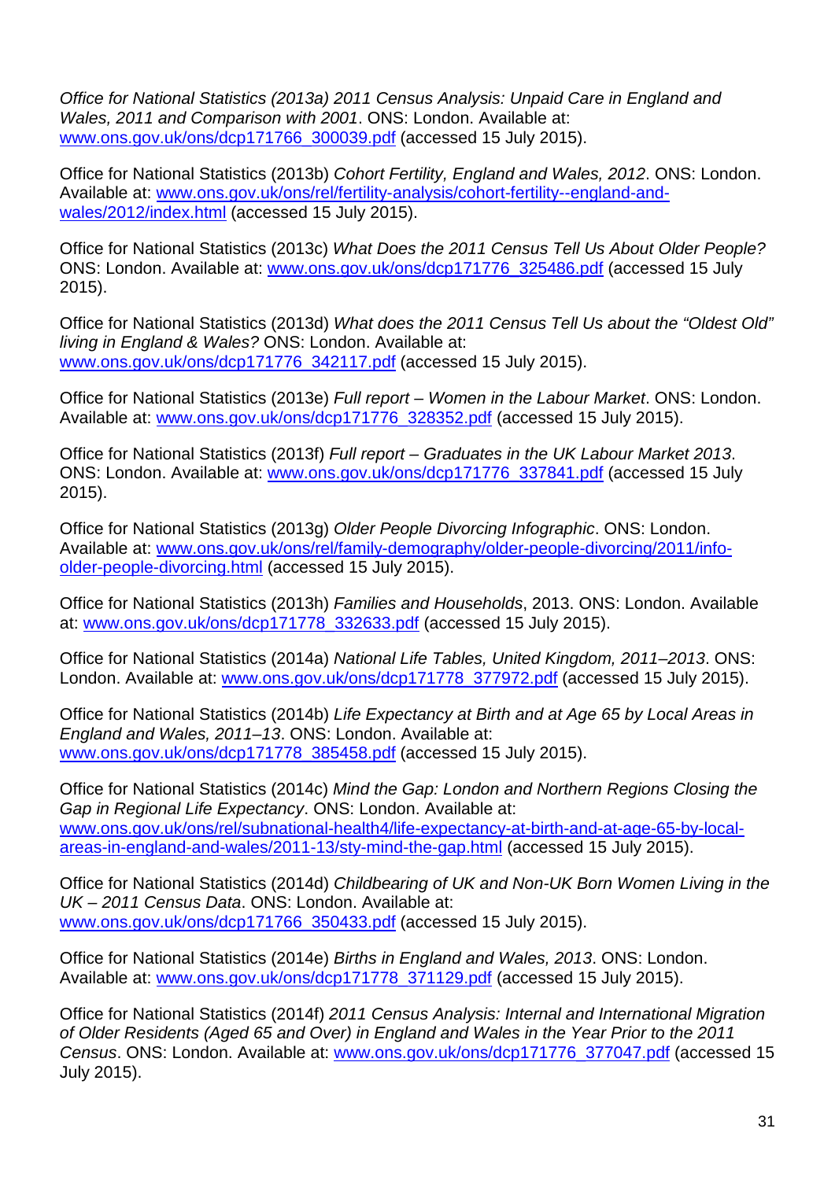*Office for National Statistics (2013a) 2011 Census Analysis: Unpaid Care in England and Wales, 2011 and Comparison with 2001*. ONS: London. Available at: [www.ons.gov.uk/ons/dcp171766_300039.pdf](www.ons.gov.uk/ons/dcp171766_300039.pdf) (accessed 15 July 2015).

Office for National Statistics (2013b) *Cohort Fertility, England and Wales, 2012*. ONS: London. Available at: [www.ons.gov.uk/ons/rel/fertility-analysis/cohort-fertility--england-and-wales/2012/index.html](www.ons.gov.uk/ons/rel/fertility-analysis/cohort-fertility--england-and-wales/2012/index.html) (accessed 15 July 2015).

Office for National Statistics (2013c) *What Does the 2011 Census Tell Us About Older People?* ONS: London. Available at: [www.ons.gov.uk/ons/dcp171776_325486.pdf](www.ons.gov.uk/ons/dcp171776_325486.pdf) (accessed 15 July 2015).

Office for National Statistics (2013d) *What does the 2011 Census Tell Us about the "Oldest Old" living in England & Wales?* ONS: London. Available at: [www.ons.gov.uk/ons/dcp171776_342117.pdf](www.ons.gov.uk/ons/dcp171776_342117.pdf) (accessed 15 July 2015).

Office for National Statistics (2013e) *Full report – Women in the Labour Market*. ONS: London. Available at: [www.ons.gov.uk/ons/dcp171776_328352.pdf](www.ons.gov.uk/ons/dcp171776_328352.pdf) (accessed 15 July 2015).

Office for National Statistics (2013f) *Full report – Graduates in the UK Labour Market 2013*. ONS: London. Available at: [www.ons.gov.uk/ons/dcp171776_337841.pdf](www.ons.gov.uk/ons/dcp171776_337841.pdf) (accessed 15 July 2015).

Office for National Statistics (2013g) *Older People Divorcing Infographic*. ONS: London. Available at: [www.ons.gov.uk/ons/rel/family-demography/older-people-divorcing/2011/info-older-people-divorcing.html](www.ons.gov.uk/ons/rel/family-demography/older-people-divorcing/2011/info-older-people-divorcing.html) (accessed 15 July 2015).

Office for National Statistics (2013h) *Families and Households*, 2013. ONS: London. Available at: [www.ons.gov.uk/ons/dcp171778_332633.pdf](www.ons.gov.uk/ons/dcp171778_332633.pdf) (accessed 15 July 2015).

Office for National Statistics (2014a) *National Life Tables, United Kingdom, 2011–2013*. ONS: London. Available at: [www.ons.gov.uk/ons/dcp171778_377972.pdf](www.ons.gov.uk/ons/dcp171778_377972.pdf) (accessed 15 July 2015).

Office for National Statistics (2014b) *Life Expectancy at Birth and at Age 65 by Local Areas in England and Wales, 2011–13*. ONS: London. Available at: [www.ons.gov.uk/ons/dcp171778_385458.pdf](www.ons.gov.uk/ons/dcp171778_385458.pdf) (accessed 15 July 2015).

Office for National Statistics (2014c) *Mind the Gap: London and Northern Regions Closing the Gap in Regional Life Expectancy*. ONS: London. Available at: [www.ons.gov.uk/ons/rel/subnational-health4/life-expectancy-at-birth-and-at-age-65-by-local-areas-in-england-and-wales/2011-13/sty-mind-the-gap.html](www.ons.gov.uk/ons/rel/subnational-health4/life-expectancy-at-birth-and-at-age-65-by-local-areas-in-england-and-wales/2011-13/sty-mind-the-gap.html) (accessed 15 July 2015).

Office for National Statistics (2014d) *Childbearing of UK and Non-UK Born Women Living in the UK – 2011 Census Data*. ONS: London. Available at: [www.ons.gov.uk/ons/dcp171766_350433.pdf](www.ons.gov.uk/ons/dcp171766_350433.pdf) (accessed 15 July 2015).

Office for National Statistics (2014e) *Births in England and Wales, 2013*. ONS: London. Available at: [www.ons.gov.uk/ons/dcp171778_371129.pdf](www.ons.gov.uk/ons/dcp171778_371129.pdf) (accessed 15 July 2015).

Office for National Statistics (2014f) *2011 Census Analysis: Internal and International Migration of Older Residents (Aged 65 and Over) in England and Wales in the Year Prior to the 2011 Census*. ONS: London. Available at: [www.ons.gov.uk/ons/dcp171776_377047.pdf](www.ons.gov.uk/ons/dcp171776_377047.pdf) (accessed 15 July 2015).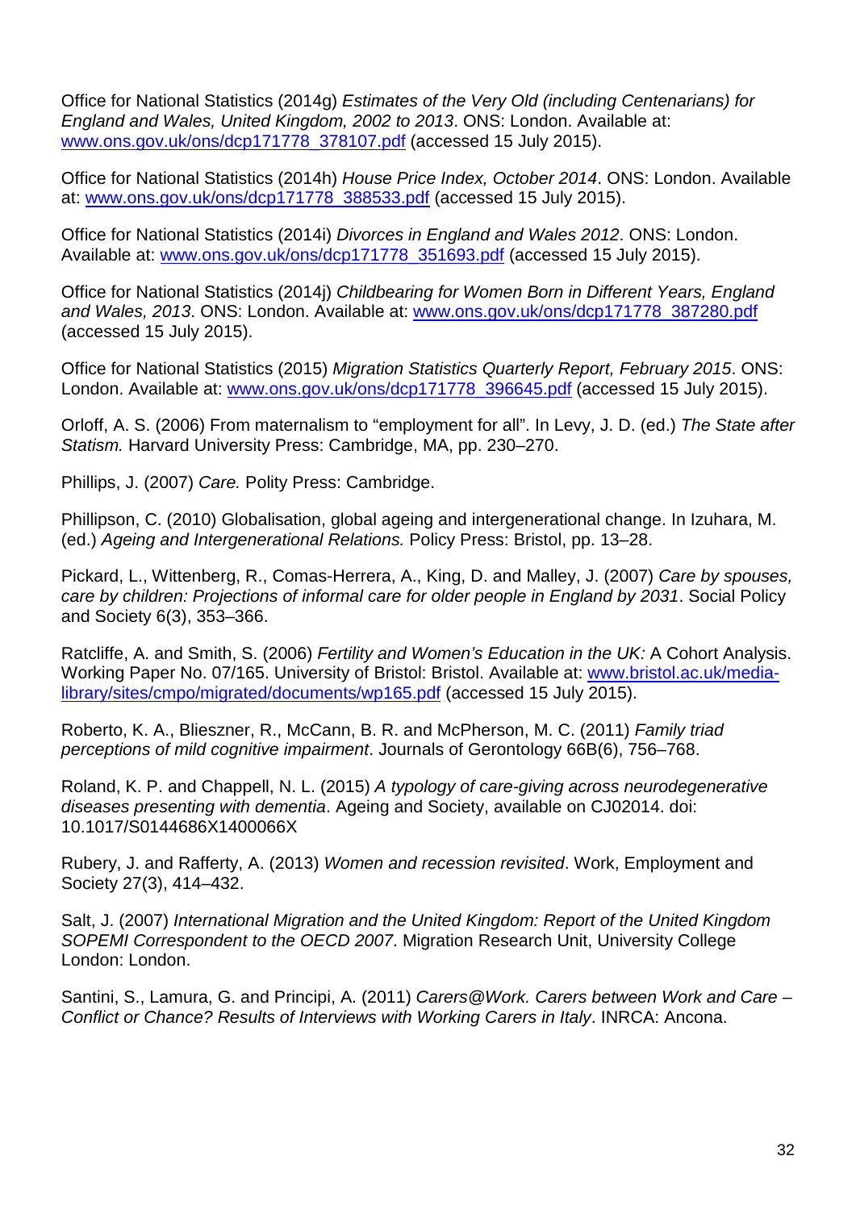Office for National Statistics (2014g) *Estimates of the Very Old (including Centenarians) for England and Wales, United Kingdom, 2002 to 2013*. ONS: London. Available at: www.ons.gov.uk/ons/dcp171778_378107.pdf (accessed 15 July 2015).

Office for National Statistics (2014h) *House Price Index, October 2014*. ONS: London. Available at: www.ons.gov.uk/ons/dcp171778_388533.pdf (accessed 15 July 2015).

Office for National Statistics (2014i) *Divorces in England and Wales 2012*. ONS: London. Available at: www.ons.gov.uk/ons/dcp171778_351693.pdf (accessed 15 July 2015).

Office for National Statistics (2014j) *Childbearing for Women Born in Different Years, England and Wales, 2013*. ONS: London. Available at: www.ons.gov.uk/ons/dcp171778_387280.pdf (accessed 15 July 2015).

Office for National Statistics (2015) *Migration Statistics Quarterly Report, February 2015*. ONS: London. Available at: www.ons.gov.uk/ons/dcp171778_396645.pdf (accessed 15 July 2015).

Orloff, A. S. (2006) From maternalism to "employment for all". In Levy, J. D. (ed.) *The State after Statism.* Harvard University Press: Cambridge, MA, pp. 230–270.

Phillips, J. (2007) *Care.* Polity Press: Cambridge.

Phillipson, C. (2010) Globalisation, global ageing and intergenerational change. In Izuhara, M. (ed.) *Ageing and Intergenerational Relations.* Policy Press: Bristol, pp. 13–28.

Pickard, L., Wittenberg, R., Comas-Herrera, A., King, D. and Malley, J. (2007) *Care by spouses, care by children: Projections of informal care for older people in England by 2031*. Social Policy and Society 6(3), 353–366.

Ratcliffe, A. and Smith, S. (2006) *Fertility and Women's Education in the UK:* A Cohort Analysis. Working Paper No. 07/165. University of Bristol: Bristol. Available at: www.bristol.ac.uk/media-library/sites/cmpo/migrated/documents/wp165.pdf (accessed 15 July 2015).

Roberto, K. A., Blieszner, R., McCann, B. R. and McPherson, M. C. (2011) *Family triad perceptions of mild cognitive impairment*. Journals of Gerontology 66B(6), 756–768.

Roland, K. P. and Chappell, N. L. (2015) *A typology of care-giving across neurodegenerative diseases presenting with dementia*. Ageing and Society, available on CJ02014. doi: 10.1017/S0144686X1400066X

Rubery, J. and Rafferty, A. (2013) *Women and recession revisited*. Work, Employment and Society 27(3), 414–432.

Salt, J. (2007) *International Migration and the United Kingdom: Report of the United Kingdom SOPEMI Correspondent to the OECD 2007*. Migration Research Unit, University College London: London.

Santini, S., Lamura, G. and Principi, A. (2011) *Carers@Work. Carers between Work and Care – Conflict or Chance? Results of Interviews with Working Carers in Italy*. INRCA: Ancona.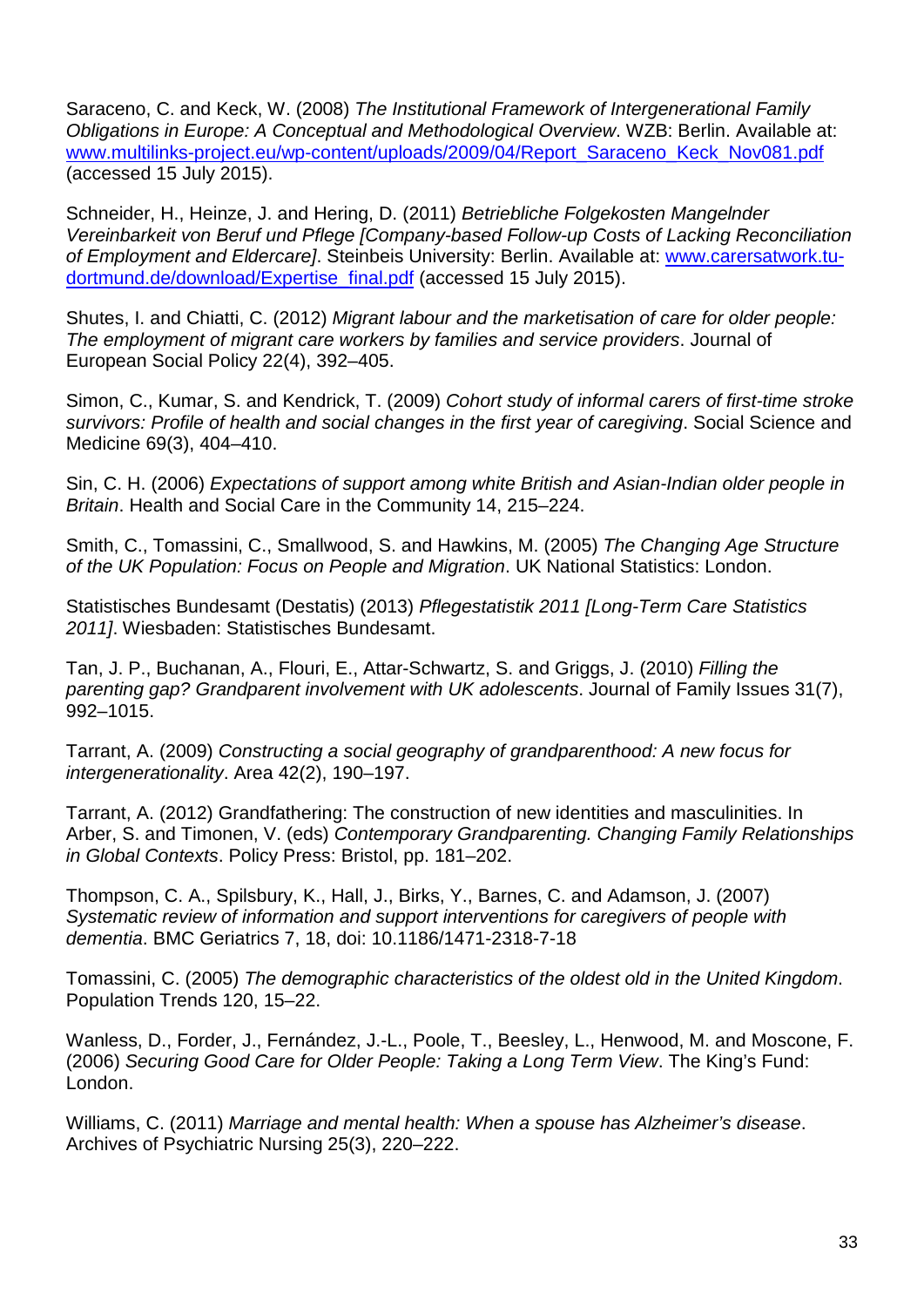Saraceno, C. and Keck, W. (2008) *The Institutional Framework of Intergenerational Family Obligations in Europe: A Conceptual and Methodological Overview*. WZB: Berlin. Available at: www.multilinks-project.eu/wp-content/uploads/2009/04/Report_Saraceno_Keck_Nov081.pdf (accessed 15 July 2015).

Schneider, H., Heinze, J. and Hering, D. (2011) *Betriebliche Folgekosten Mangelnder Vereinbarkeit von Beruf und Pflege [Company-based Follow-up Costs of Lacking Reconciliation of Employment and Eldercare]*. Steinbeis University: Berlin. Available at: www.carersatwork.tu-dortmund.de/download/Expertise_final.pdf (accessed 15 July 2015).

Shutes, I. and Chiatti, C. (2012) *Migrant labour and the marketisation of care for older people: The employment of migrant care workers by families and service providers*. Journal of European Social Policy 22(4), 392–405.

Simon, C., Kumar, S. and Kendrick, T. (2009) *Cohort study of informal carers of first-time stroke survivors: Profile of health and social changes in the first year of caregiving*. Social Science and Medicine 69(3), 404–410.

Sin, C. H. (2006) *Expectations of support among white British and Asian-Indian older people in Britain*. Health and Social Care in the Community 14, 215–224.

Smith, C., Tomassini, C., Smallwood, S. and Hawkins, M. (2005) *The Changing Age Structure of the UK Population: Focus on People and Migration*. UK National Statistics: London.

Statistisches Bundesamt (Destatis) (2013) *Pflegestatistik 2011 [Long-Term Care Statistics 2011]*. Wiesbaden: Statistisches Bundesamt.

Tan, J. P., Buchanan, A., Flouri, E., Attar-Schwartz, S. and Griggs, J. (2010) *Filling the parenting gap? Grandparent involvement with UK adolescents*. Journal of Family Issues 31(7), 992–1015.

Tarrant, A. (2009) *Constructing a social geography of grandparenthood: A new focus for intergenerationality*. Area 42(2), 190–197.

Tarrant, A. (2012) Grandfathering: The construction of new identities and masculinities. In Arber, S. and Timonen, V. (eds) *Contemporary Grandparenting. Changing Family Relationships in Global Contexts*. Policy Press: Bristol, pp. 181–202.

Thompson, C. A., Spilsbury, K., Hall, J., Birks, Y., Barnes, C. and Adamson, J. (2007) *Systematic review of information and support interventions for caregivers of people with dementia*. BMC Geriatrics 7, 18, doi: 10.1186/1471-2318-7-18

Tomassini, C. (2005) *The demographic characteristics of the oldest old in the United Kingdom*. Population Trends 120, 15–22.

Wanless, D., Forder, J., Fernández, J.-L., Poole, T., Beesley, L., Henwood, M. and Moscone, F. (2006) *Securing Good Care for Older People: Taking a Long Term View*. The King's Fund: London.

Williams, C. (2011) *Marriage and mental health: When a spouse has Alzheimer's disease*. Archives of Psychiatric Nursing 25(3), 220–222.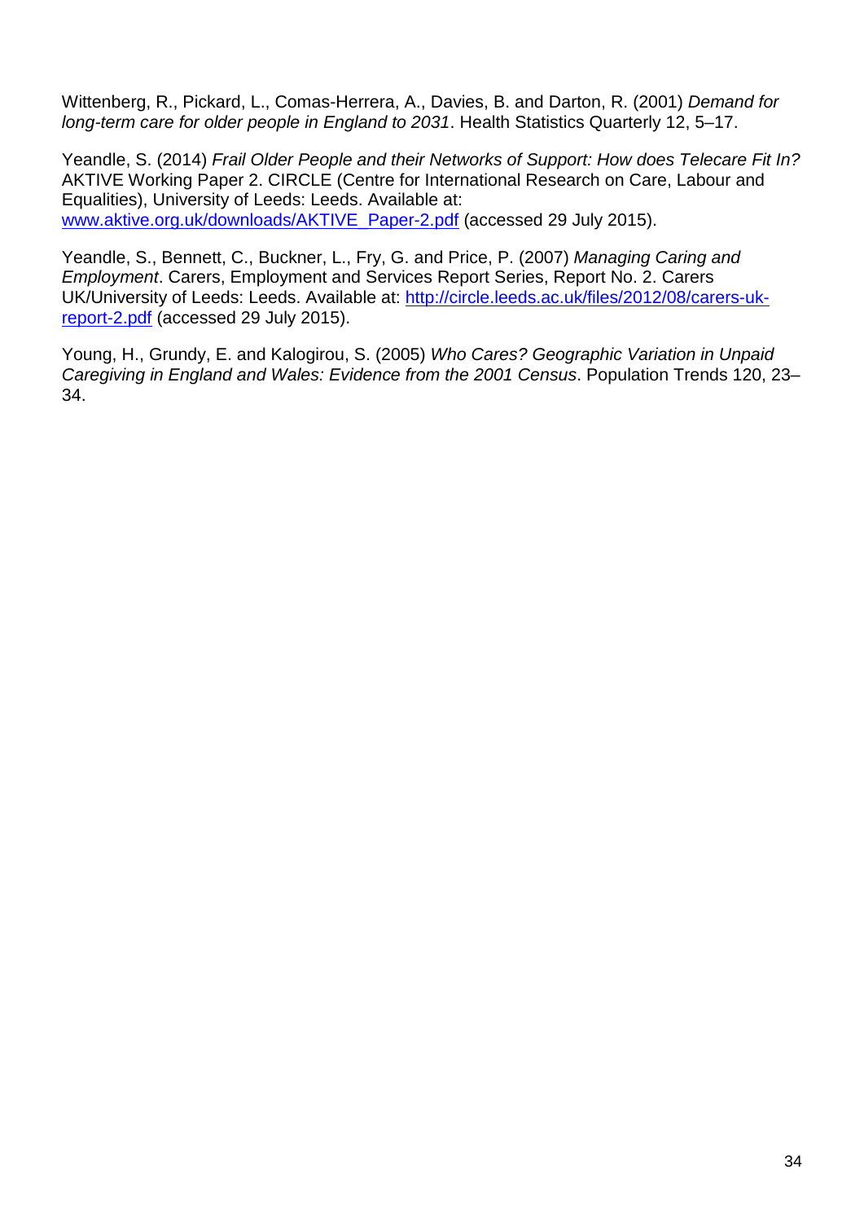Wittenberg, R., Pickard, L., Comas-Herrera, A., Davies, B. and Darton, R. (2001) *Demand for long-term care for older people in England to 2031*. Health Statistics Quarterly 12, 5–17.

Yeandle, S. (2014) *Frail Older People and their Networks of Support: How does Telecare Fit In?* AKTIVE Working Paper 2. CIRCLE (Centre for International Research on Care, Labour and Equalities), University of Leeds: Leeds. Available at: [www.aktive.org.uk/downloads/AKTIVE_Paper-2.pdf](www.aktive.org.uk/downloads/AKTIVE_Paper-2.pdf) (accessed 29 July 2015).

Yeandle, S., Bennett, C., Buckner, L., Fry, G. and Price, P. (2007) *Managing Caring and Employment*. Carers, Employment and Services Report Series, Report No. 2. Carers UK/University of Leeds: Leeds. Available at: [http://circle.leeds.ac.uk/files/2012/08/carers-uk-report-2.pdf](http://circle.leeds.ac.uk/files/2012/08/carers-uk-report-2.pdf) (accessed 29 July 2015).

Young, H., Grundy, E. and Kalogirou, S. (2005) *Who Cares? Geographic Variation in Unpaid Caregiving in England and Wales: Evidence from the 2001 Census*. Population Trends 120, 23–34.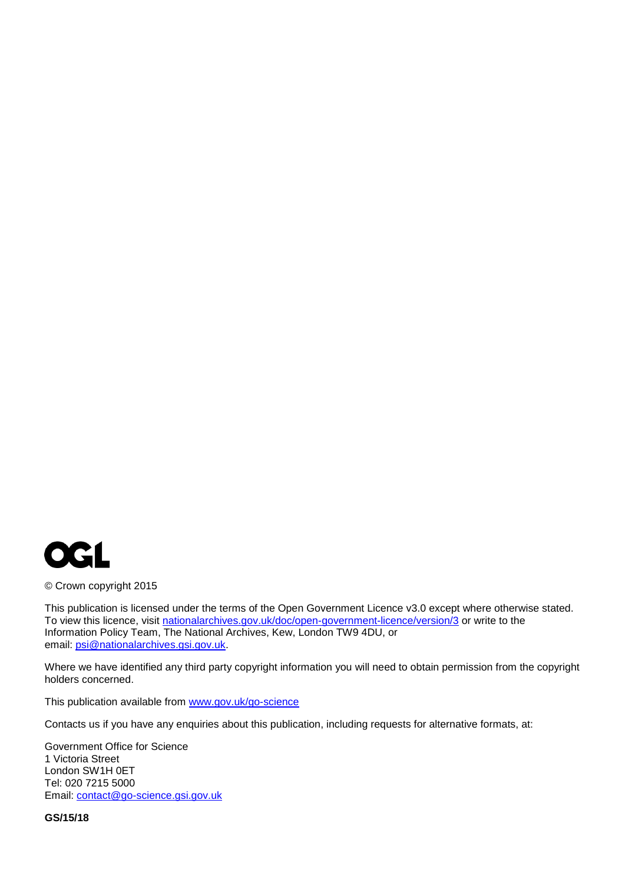OGL

© Crown copyright 2015

This publication is licensed under the terms of the Open Government Licence v3.0 except where otherwise stated. To view this licence, visit nationalarchives.gov.uk/doc/open-government-licence/version/3 or write to the Information Policy Team, The National Archives, Kew, London TW9 4DU, or email: psi@nationalarchives.gsi.gov.uk.

Where we have identified any third party copyright information you will need to obtain permission from the copyright holders concerned.

This publication available from www.gov.uk/go-science

Contacts us if you have any enquiries about this publication, including requests for alternative formats, at:

Government Office for Science
1 Victoria Street
London SW1H 0ET
Tel: 020 7215 5000
Email: contact@go-science.gsi.gov.uk

**GS/15/18**